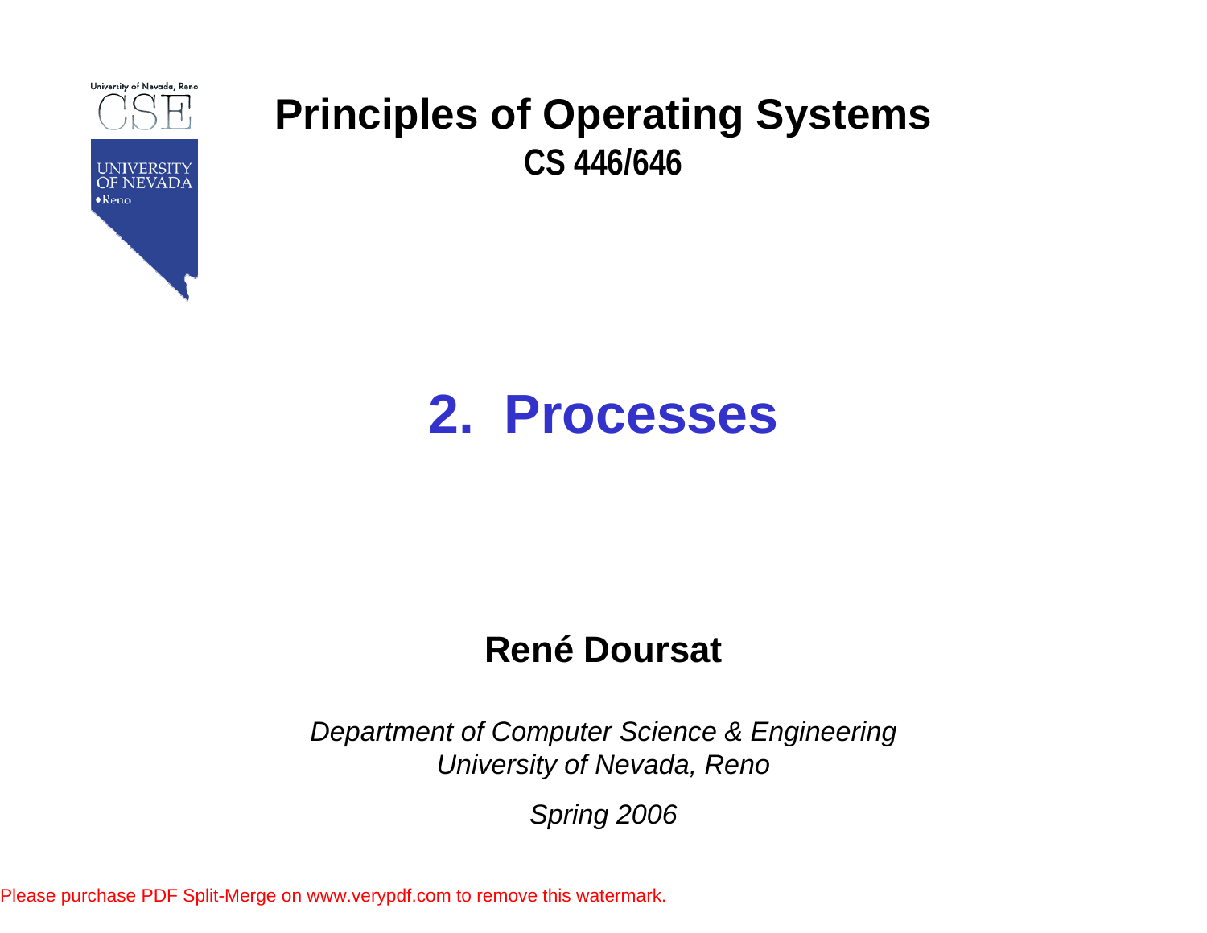University of Nevada, Reno

CSE

UNIVERSITY OF NEVADA
Reno

# Principles of Operating Systems

**CS 446/646**

# 2. Processes

**René Doursat**

*Department of Computer Science & Engineering*
*University of Nevada, Reno*

*Spring 2006*

Please purchase PDF Split-Merge on www.verypdf.com to remove this watermark.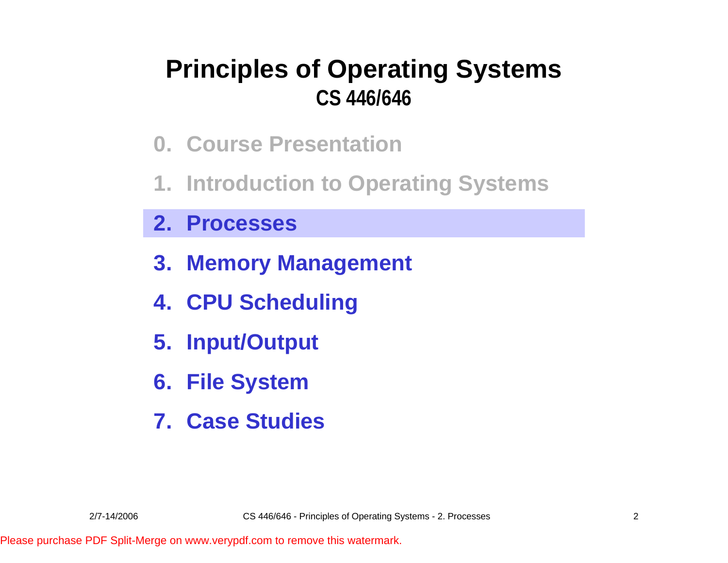# Principles of Operating Systems

## CS 446/646

0. Course Presentation
1. Introduction to Operating Systems
2. **Processes**
3. Memory Management
4. CPU Scheduling
5. Input/Output
6. File System
7. Case Studies

Please purchase PDF Split-Merge on www.verypdf.com to remove this watermark.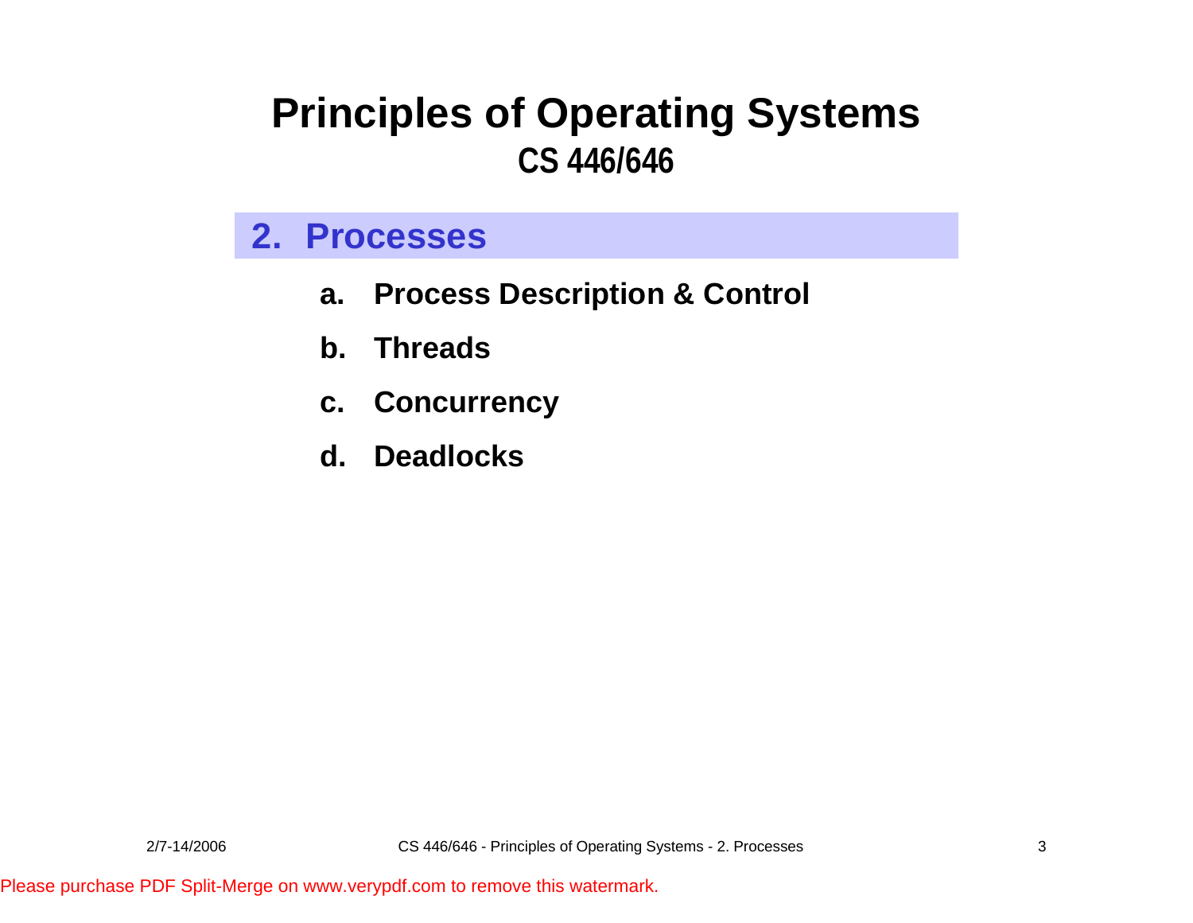# Principles of Operating Systems
## CS 446/646

## 2. Processes

a. **Process Description & Control**

b. **Threads**

c. **Concurrency**

d. **Deadlocks**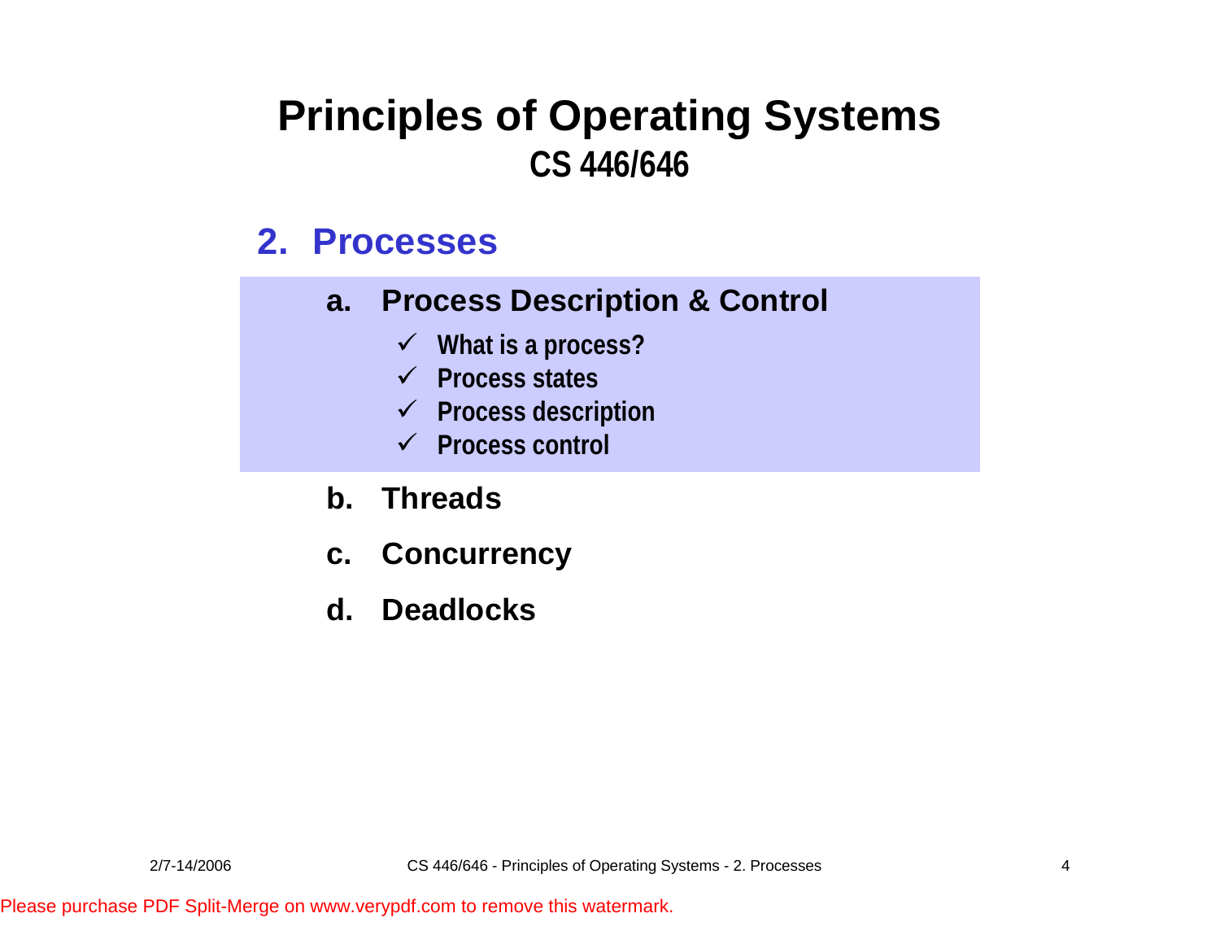# Principles of Operating Systems

## CS 446/646

## 2. Processes

a. **Process Description & Control**

- ✓ What is a process?
- ✓ Process states
- ✓ Process description
- ✓ Process control

b. **Threads**

c. **Concurrency**

d. **Deadlocks**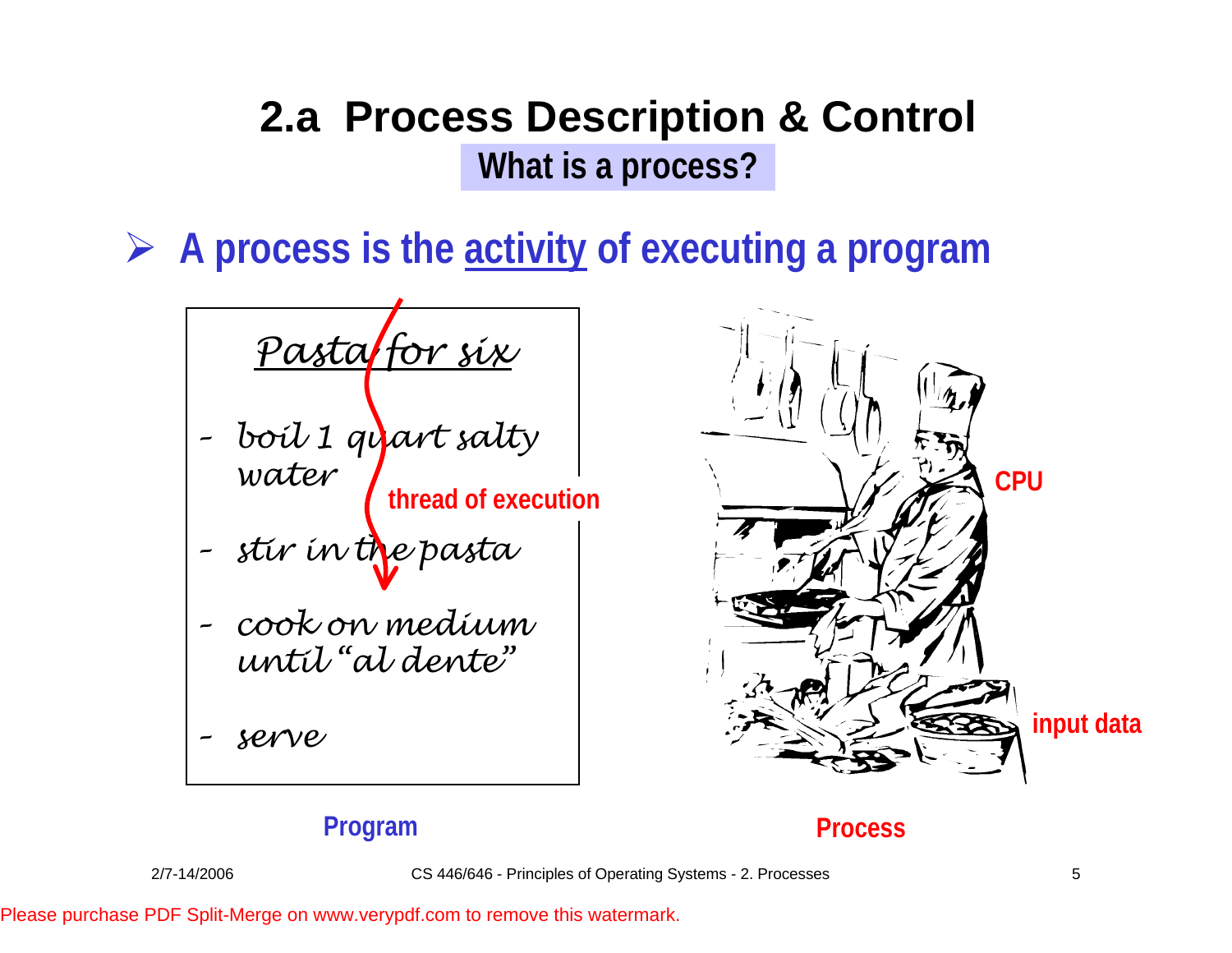# 2.a Process Description & Control

## What is a process?

- **A process is the activity of executing a program**

*Pasta for six*

- *boil 1 quart salty water*
- *stir in the pasta*
- *cook on medium until "al dente"*
- *serve*

thread of execution

CPU

input data

Program

Process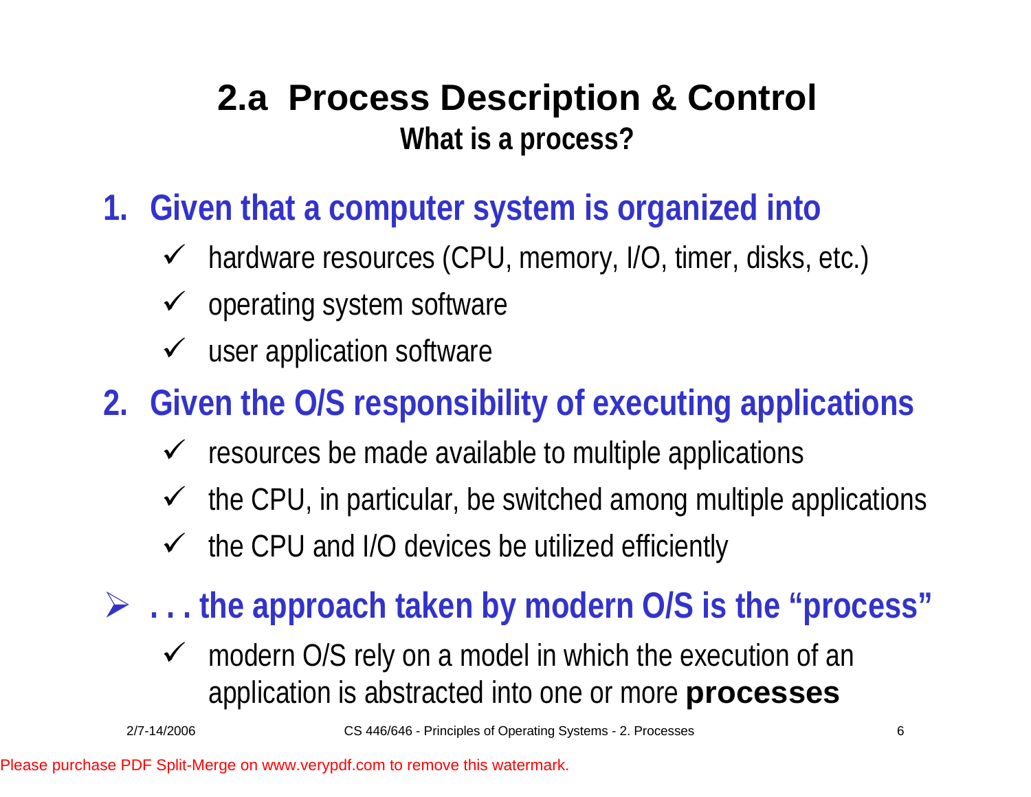# 2.a Process Description & Control

## What is a process?

1. **Given that a computer system is organized into**
   - ✓ hardware resources (CPU, memory, I/O, timer, disks, etc.)
   - ✓ operating system software
   - ✓ user application software
2. **Given the O/S responsibility of executing applications**
   - ✓ resources be made available to multiple applications
   - ✓ the CPU, in particular, be switched among multiple applications
   - ✓ the CPU and I/O devices be utilized efficiently

➢ **. . . the approach taken by modern O/S is the "process"**

- ✓ modern O/S rely on a model in which the execution of an application is abstracted into one or more **processes**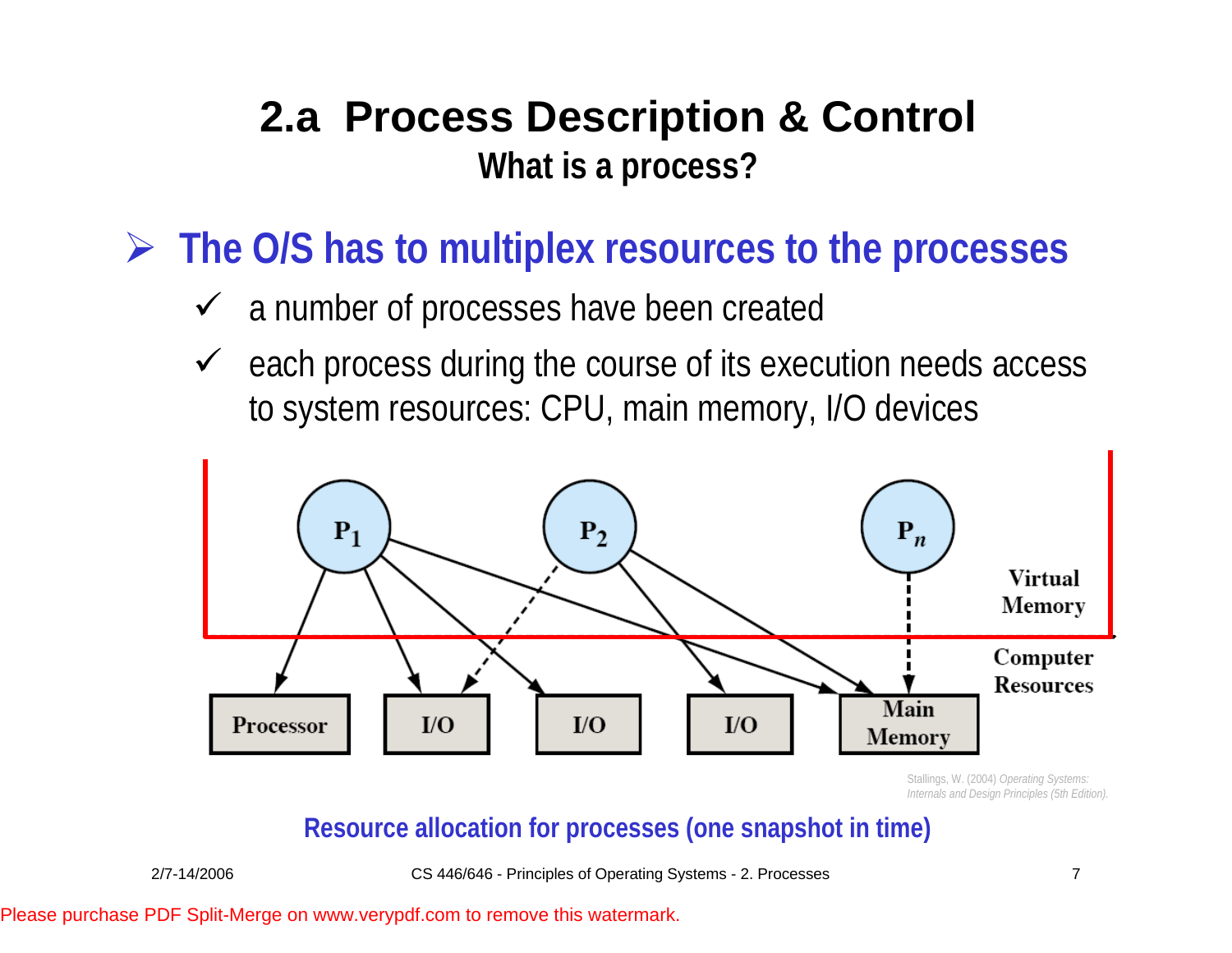# 2.a Process Description & Control

## What is a process?

- **The O/S has to multiplex resources to the processes**
  - ✓ a number of processes have been created
  - ✓ each process during the course of its execution needs access to system resources: CPU, main memory, I/O devices

Stallings, W. (2004) *Operating Systems: Internals and Design Principles (5th Edition).*

**Resource allocation for processes (one snapshot in time)**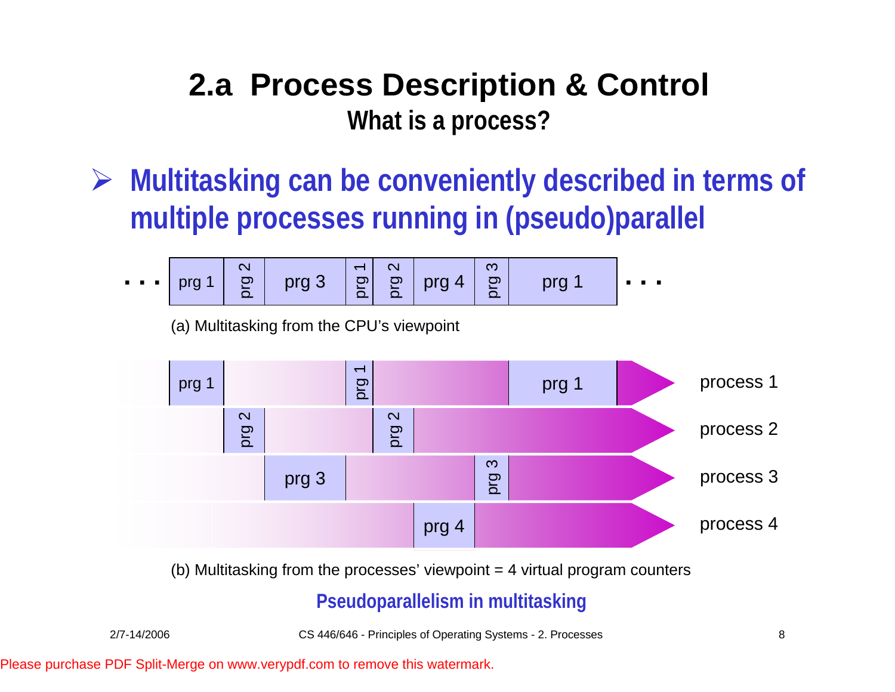# 2.a Process Description & Control

## What is a process?

- **Multitasking can be conveniently described in terms of multiple processes running in (pseudo)parallel**

. . . prg 1 | prg 2 | prg 3 | prg 1 | prg 2 | prg 4 | prg 3 | prg 1 . . .

(a) Multitasking from the CPU's viewpoint

| | | | | | | | | |
|---|---|---|---|---|---|---|---|---|
| prg 1 | | | prg 1 | | | | prg 1 | process 1 |
| | prg 2 | | | prg 2 | | | | process 2 |
| | | prg 3 | | | | prg 3 | | process 3 |
| | | | | | prg 4 | | | process 4 |

(b) Multitasking from the processes' viewpoint = 4 virtual program counters

**Pseudoparallelism in multitasking**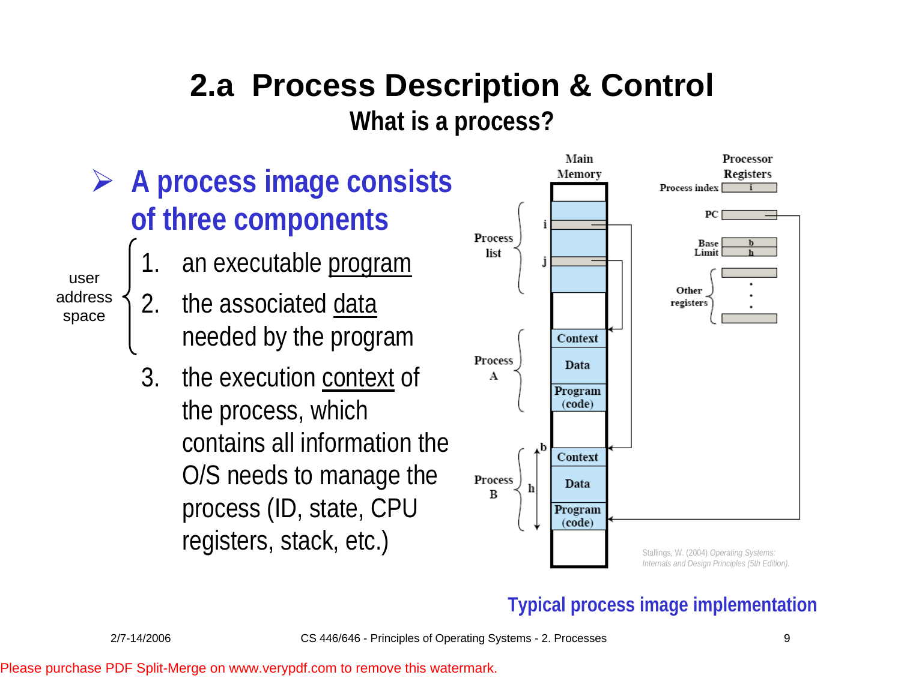# 2.a Process Description & Control

## What is a process?

- **A process image consists of three components**

user address space:

1. an executable program
2. the associated data needed by the program

3. the execution context of the process, which contains all information the O/S needs to manage the process (ID, state, CPU registers, stack, etc.)

Stallings, W. (2004) *Operating Systems: Internals and Design Principles (5th Edition).*

**Typical process image implementation**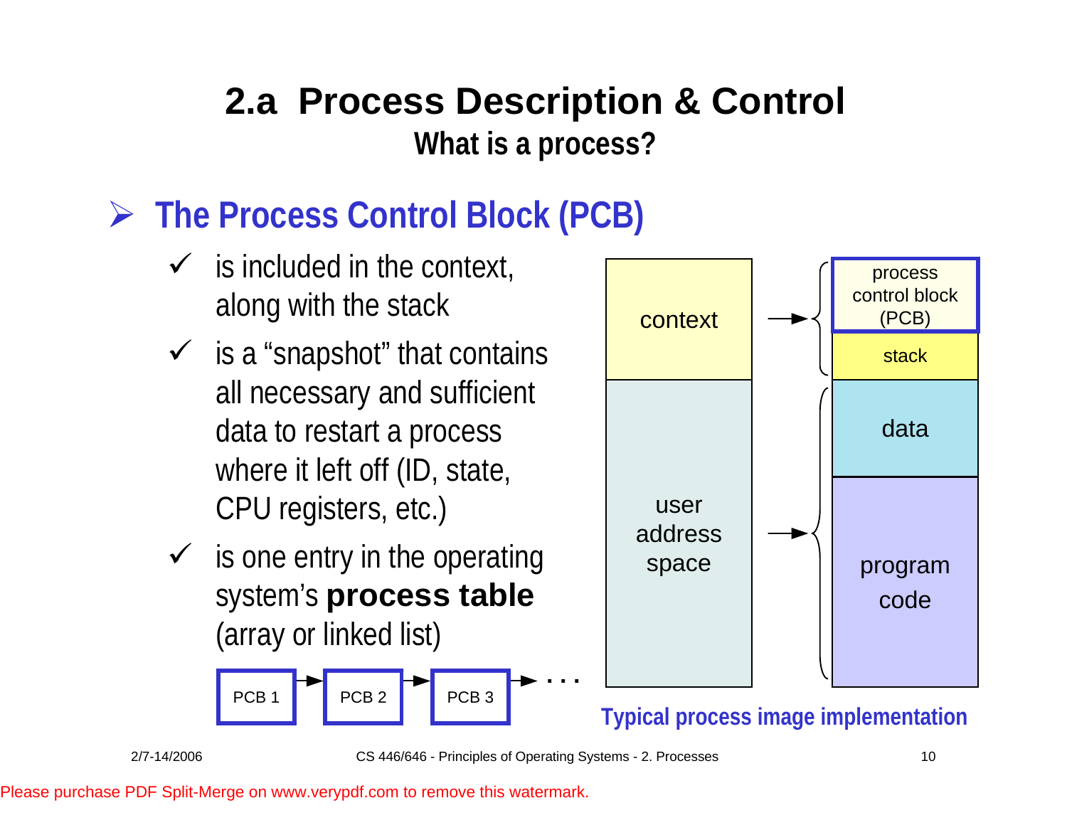# 2.a Process Description & Control

## What is a process?

### The Process Control Block (PCB)

- ✓ is included in the context, along with the stack
- ✓ is a "snapshot" that contains all necessary and sufficient data to restart a process where it left off (ID, state, CPU registers, etc.)
- ✓ is one entry in the operating system's **process table** (array or linked list)

PCB 1 → PCB 2 → PCB 3 → . . .

| | | |
|---|---|---|
| context | → | process control block (PCB) |
| | | stack |
| user address space | → | data |
| | | program code |

Typical process image implementation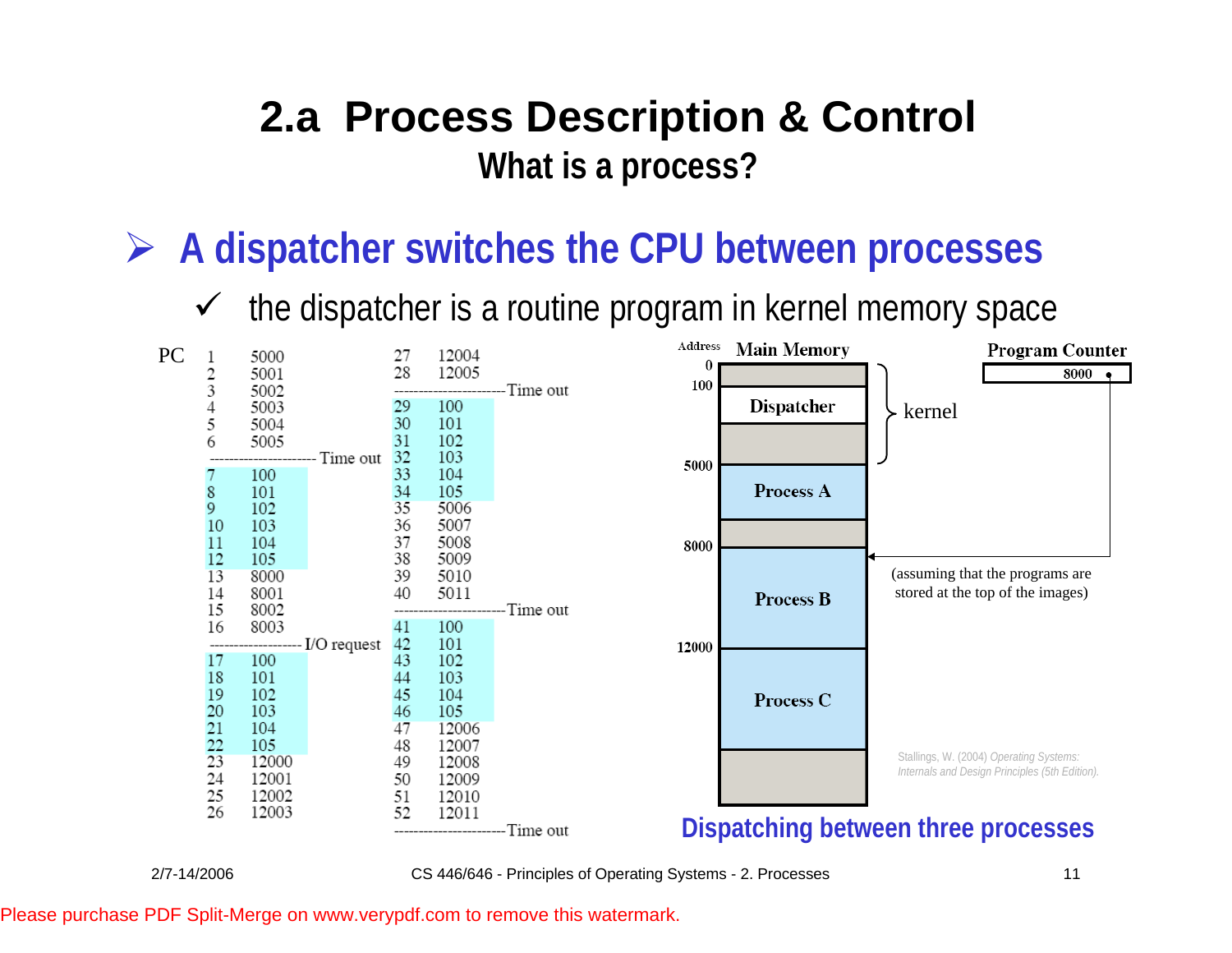# 2.a Process Description & Control

## What is a process?

- **A dispatcher switches the CPU between processes**
  - ✓ the dispatcher is a routine program in kernel memory space

| PC | | | PC | |
|---|---|---|---|---|
| 1 | 5000 | | 27 | 12004 |
| 2 | 5001 | | 28 | 12005 |
| 3 | 5002 | | ---------------------- Time out | |
| 4 | 5003 | | 29 | 100 |
| 5 | 5004 | | 30 | 101 |
| 6 | 5005 | | 31 | 102 |
| ---------------------- Time out | | | 32 | 103 |
| 7 | 100 | | 33 | 104 |
| 8 | 101 | | 34 | 105 |
| 9 | 102 | | 35 | 5006 |
| 10 | 103 | | 36 | 5007 |
| 11 | 104 | | 37 | 5008 |
| 12 | 105 | | 38 | 5009 |
| 13 | 8000 | | 39 | 5010 |
| 14 | 8001 | | 40 | 5011 |
| 15 | 8002 | | ---------------------- Time out | |
| 16 | 8003 | | 41 | 100 |
| ----------------- I/O request | | | 42 | 101 |
| 17 | 100 | | 43 | 102 |
| 18 | 101 | | 44 | 103 |
| 19 | 102 | | 45 | 104 |
| 20 | 103 | | 46 | 105 |
| 21 | 104 | | 47 | 12006 |
| 22 | 105 | | 48 | 12007 |
| 23 | 12000 | | 49 | 12008 |
| 24 | 12001 | | 50 | 12009 |
| 25 | 12002 | | 51 | 12010 |
| 26 | 12003 | | 52 | 12011 |
| | | | ---------------------- Time out | |

| Address | Main Memory | |
|---|---|---|
| 0 | | kernel |
| 100 | Dispatcher | kernel |
| 5000 | Process A | |
| 8000 | Process B | |
| 12000 | Process C | |

Program Counter: 8000

(assuming that the programs are stored at the top of the images)

Stallings, W. (2004) *Operating Systems: Internals and Design Principles (5th Edition).*

**Dispatching between three processes**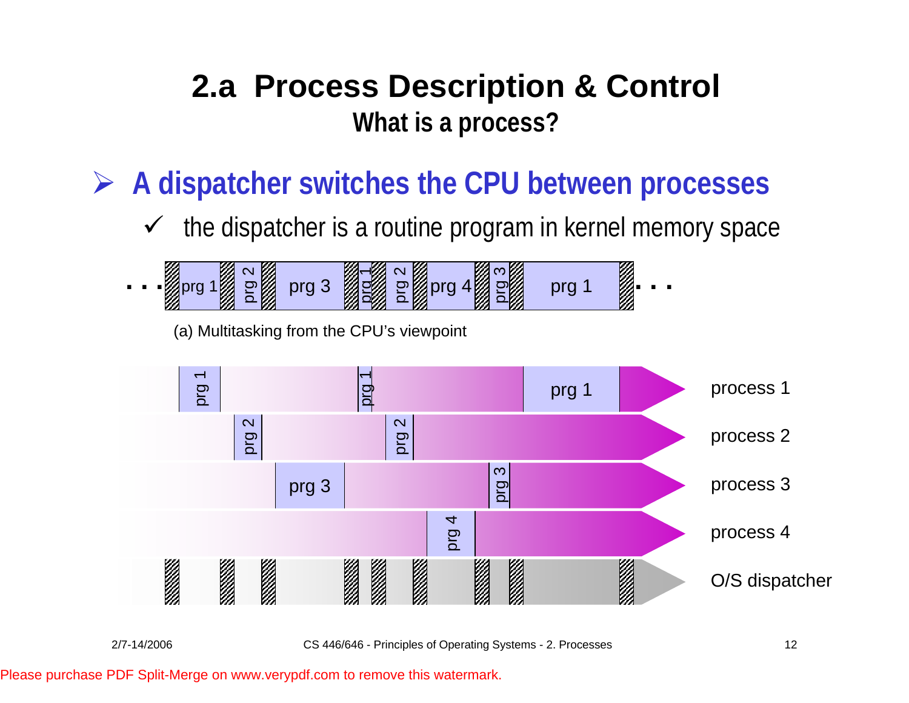# 2.a Process Description & Control

## What is a process?

- **A dispatcher switches the CPU between processes**
  - ✓ the dispatcher is a routine program in kernel memory space

. . . prg 1 | prg 2 | prg 3 | prg 1 | prg 2 | prg 4 | prg 3 | prg 1 . . .

(a) Multitasking from the CPU's viewpoint

process 1

process 2

process 3

process 4

O/S dispatcher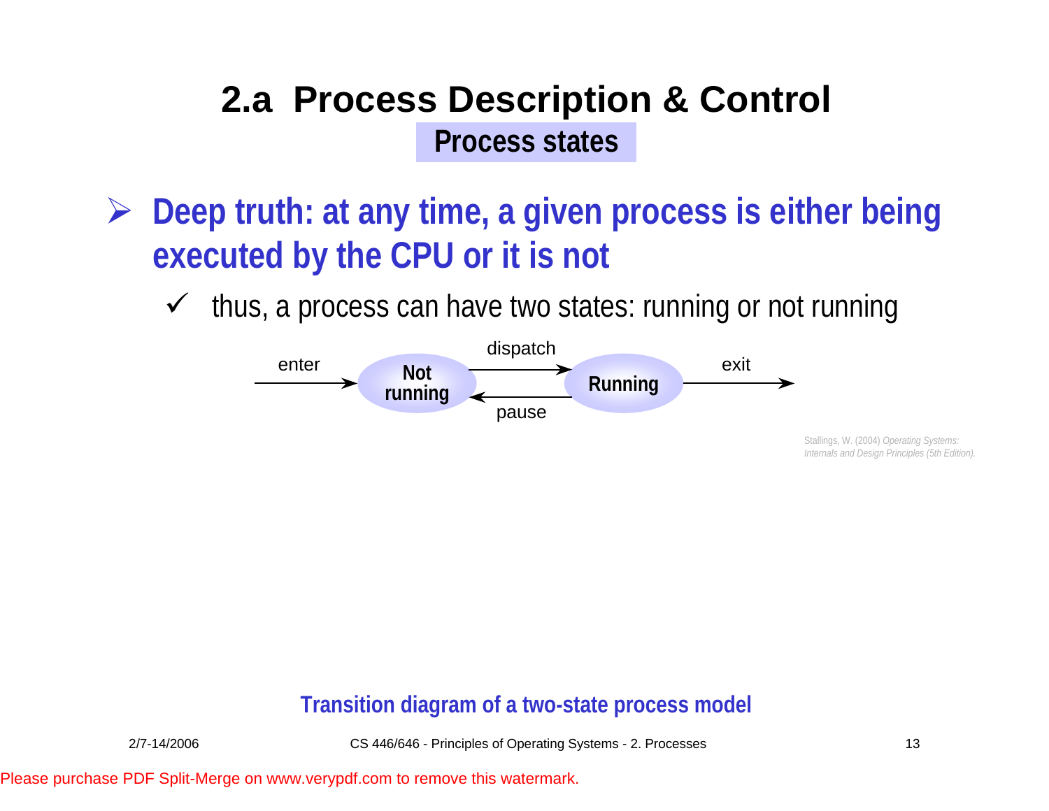# 2.a Process Description & Control

## Process states

- **Deep truth: at any time, a given process is either being executed by the CPU or it is not**
  - thus, a process can have two states: running or not running

enter → **Not running** —dispatch→ **Running** —exit→
**Running** —pause→ **Not running**

Stallings, W. (2004) *Operating Systems: Internals and Design Principles (5th Edition).*

**Transition diagram of a two-state process model**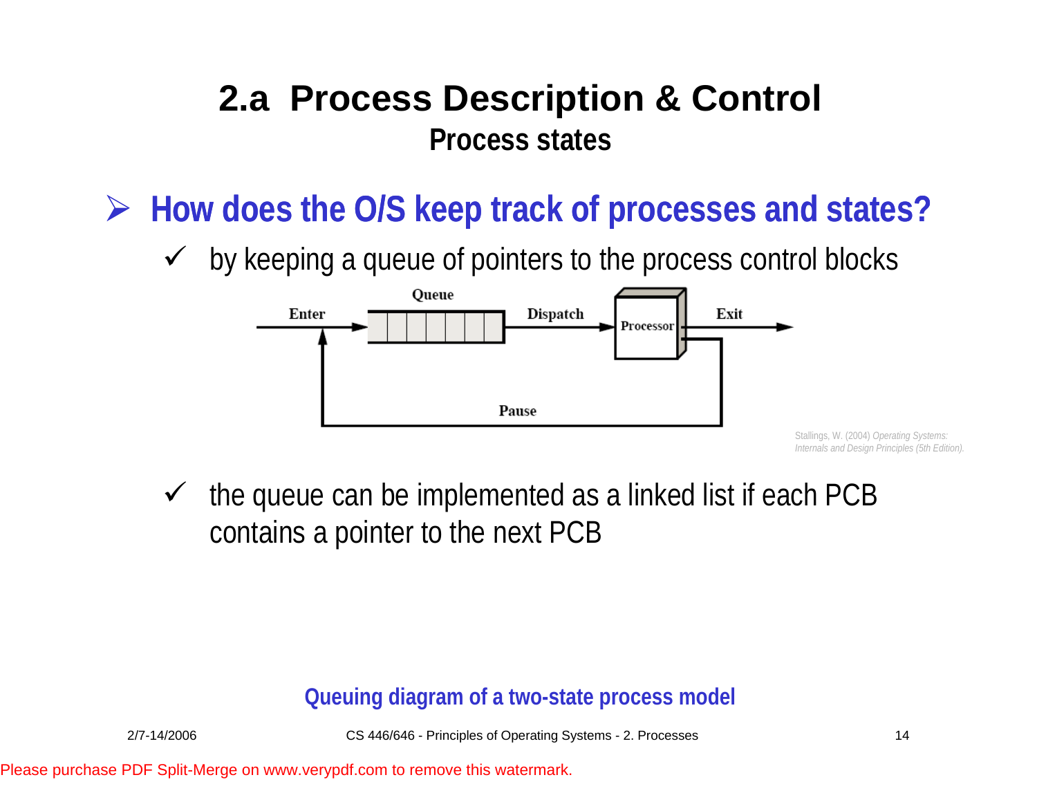# 2.a Process Description & Control

## Process states

- **How does the O/S keep track of processes and states?**
  - ✓ by keeping a queue of pointers to the process control blocks

Stallings, W. (2004) *Operating Systems: Internals and Design Principles (5th Edition).*

  - ✓ the queue can be implemented as a linked list if each PCB contains a pointer to the next PCB

**Queuing diagram of a two-state process model**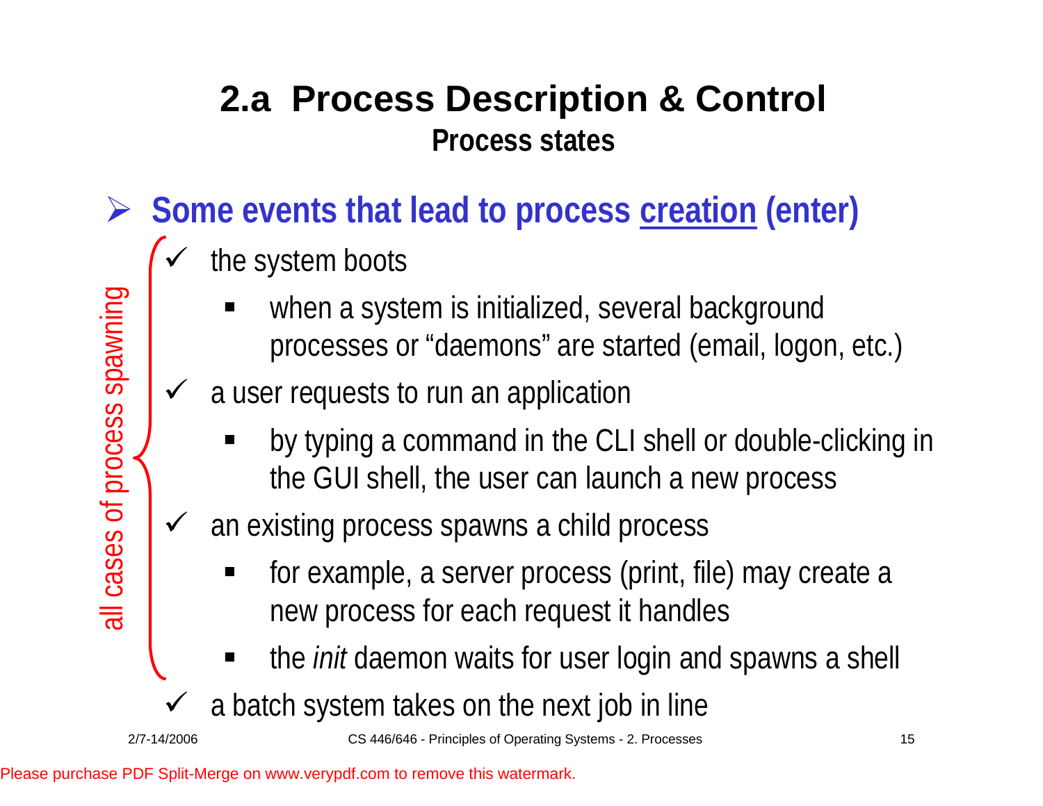# 2.a Process Description & Control

## Process states

- **Some events that lead to process creation (enter)**
  - the system boots
    - when a system is initialized, several background processes or "daemons" are started (email, logon, etc.)
  - a user requests to run an application
    - by typing a command in the CLI shell or double-clicking in the GUI shell, the user can launch a new process
  - an existing process spawns a child process
    - for example, a server process (print, file) may create a new process for each request it handles
    - the *init* daemon waits for user login and spawns a shell
  - a batch system takes on the next job in line

all cases of process spawning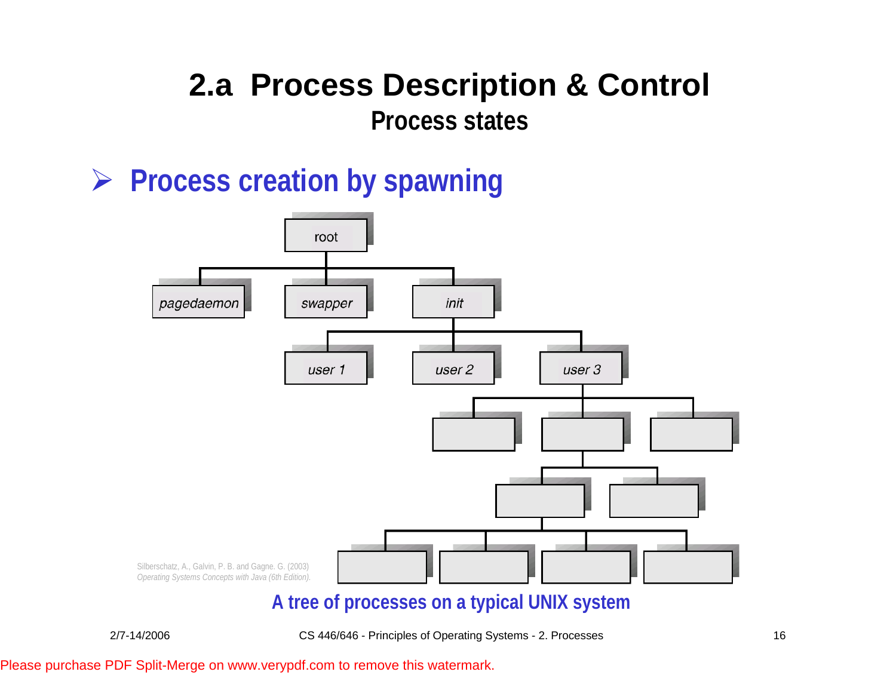# 2.a Process Description & Control

## Process states

- **Process creation by spawning**

root

pagedaemon swapper init

user 1 user 2 user 3

Silberschatz, A., Galvin, P. B. and Gagne. G. (2003)
*Operating Systems Concepts with Java (6th Edition).*

A tree of processes on a typical UNIX system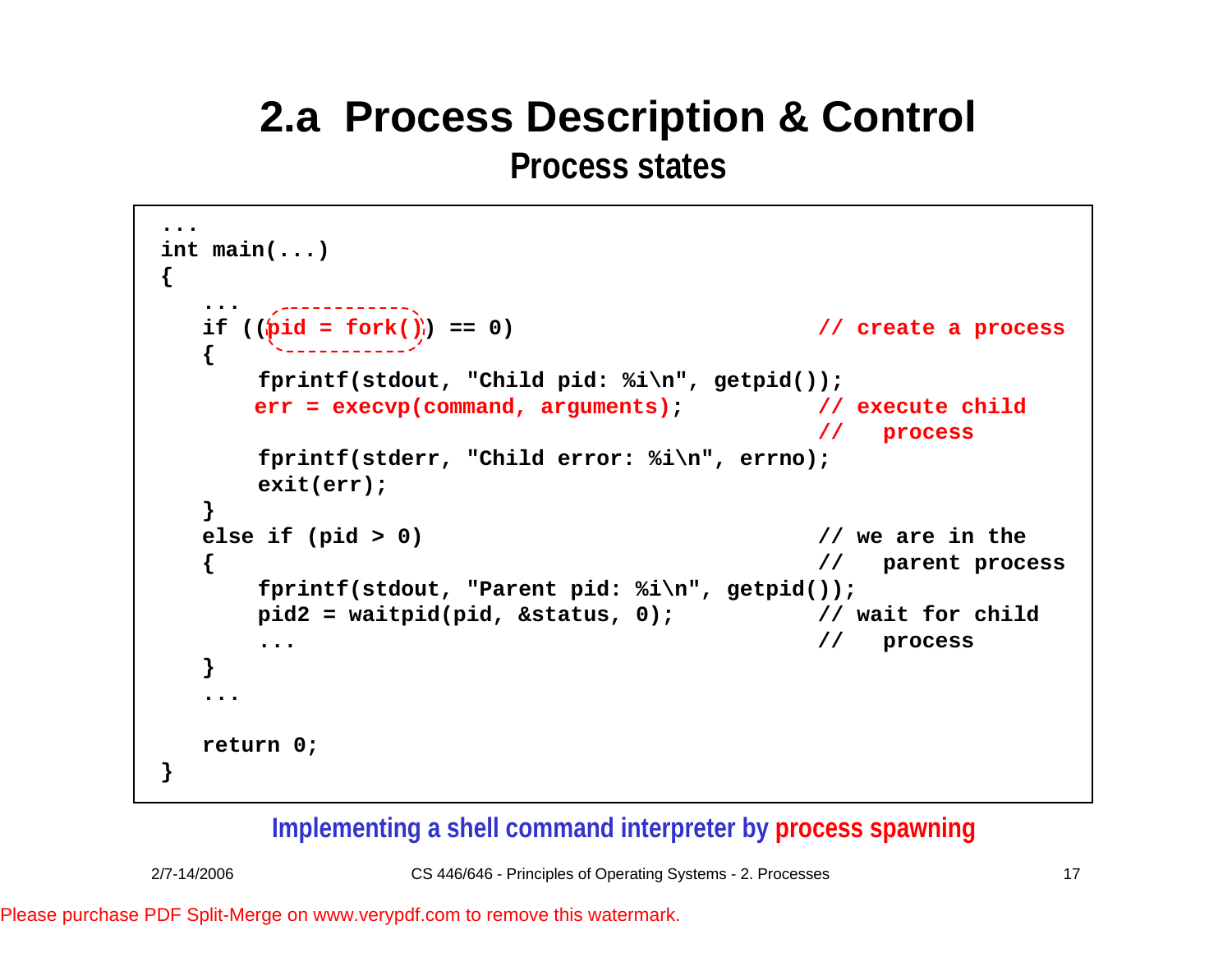# 2.a Process Description & Control

## Process states

```
...
int main(...)
{
   ...
   if ((pid = fork()) == 0)                          // create a process
   {
       fprintf(stdout, "Child pid: %i\n", getpid());
       err = execvp(command, arguments);             // execute child
                                                     //   process
       fprintf(stderr, "Child error: %i\n", errno);
       exit(err);
   }
   else if (pid > 0)                                 // we are in the
   {                                                 //   parent process
       fprintf(stdout, "Parent pid: %i\n", getpid());
       pid2 = waitpid(pid, &status, 0);              // wait for child
       ...                                           //   process
   }
   ...

   return 0;
}
```

Implementing a shell command interpreter by process spawning

Please purchase PDF Split-Merge on www.verypdf.com to remove this watermark.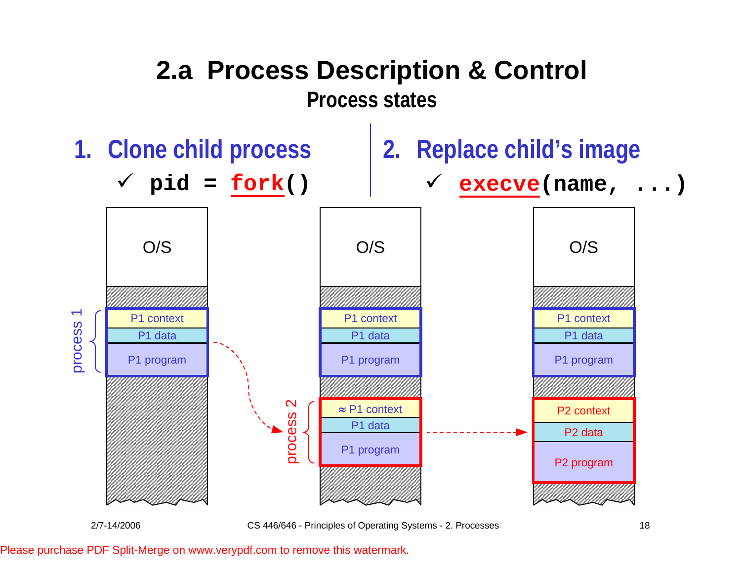# 2.a Process Description & Control

## Process states

### 1. Clone child process

✓ `pid = fork()`

### 2. Replace child's image

✓ `execve(name, ...)`

| O/S | O/S | O/S |
|---|---|---|
| P1 context | P1 context | P1 context |
| P1 data | P1 data | P1 data |
| P1 program | P1 program | P1 program |
| | ≈ P1 context | P2 context |
| | P1 data | P2 data |
| | P1 program | P2 program |

process 1 — process 2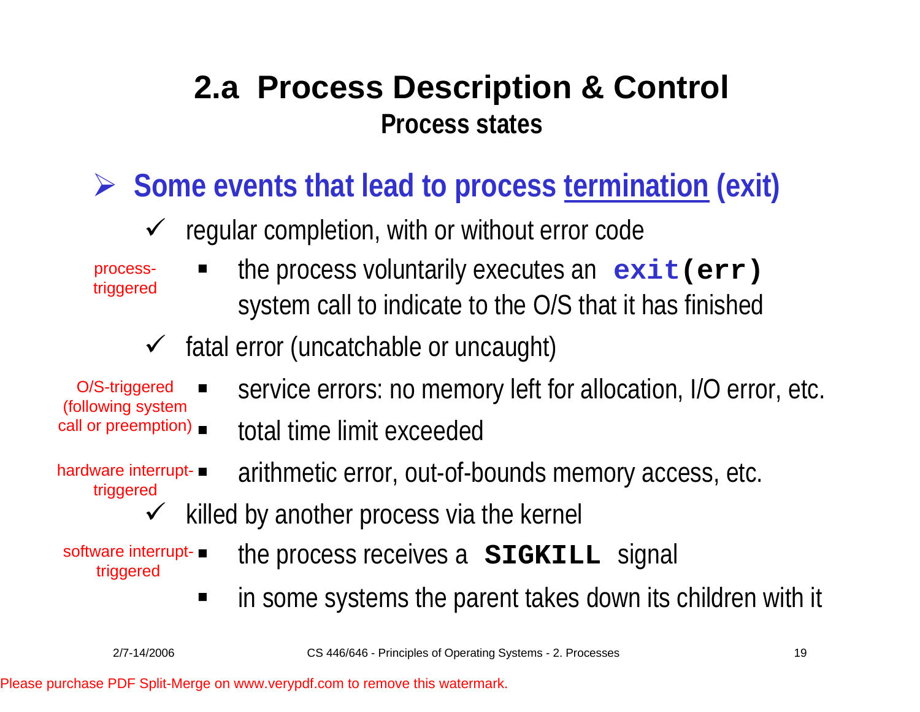# 2.a Process Description & Control

## Process states

- **Some events that lead to process termination (exit)**
  - regular completion, with or without error code
    - *process-triggered*: the process voluntarily executes an `exit(err)` system call to indicate to the O/S that it has finished
  - fatal error (uncatchable or uncaught)
    - *O/S-triggered (following system call or preemption)*: service errors: no memory left for allocation, I/O error, etc.
    - total time limit exceeded
    - *hardware interrupt-triggered*: arithmetic error, out-of-bounds memory access, etc.
  - killed by another process via the kernel
    - *software interrupt-triggered*: the process receives a **`SIGKILL`** signal
    - in some systems the parent takes down its children with it

2/7-14/2006 CS 446/646 - Principles of Operating Systems - 2. Processes

Please purchase PDF Split-Merge on www.verypdf.com to remove this watermark.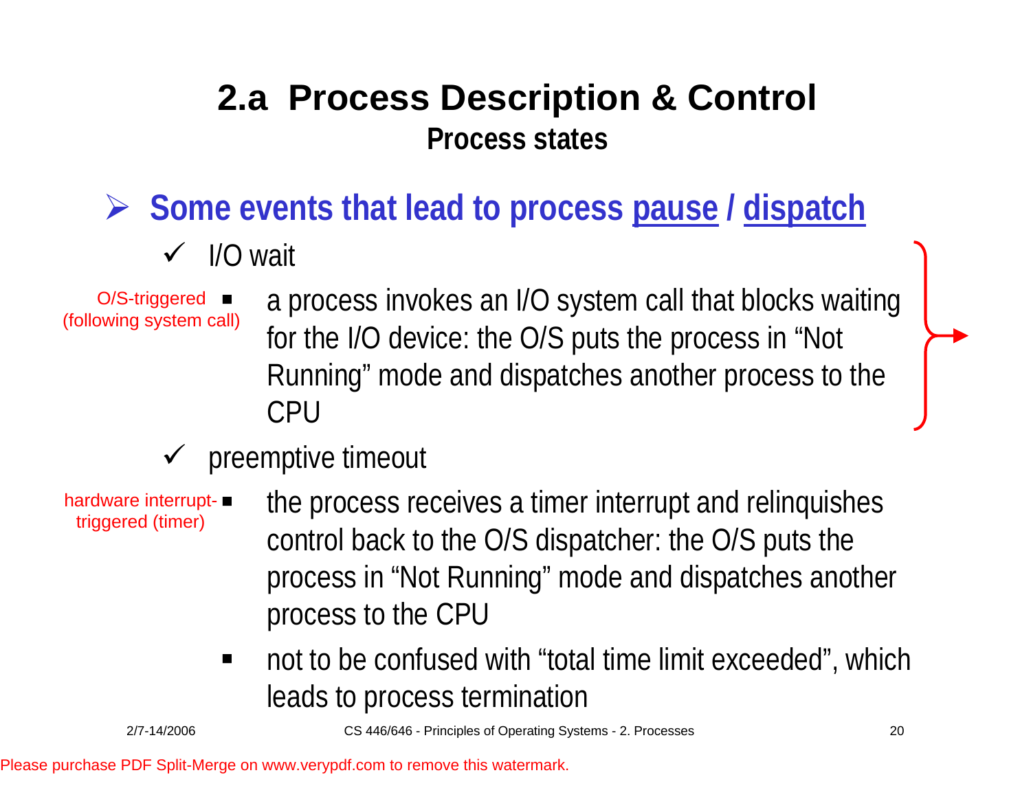# 2.a Process Description & Control

## Process states

- **Some events that lead to process pause / dispatch**
  - I/O wait
    - O/S-triggered (following system call): a process invokes an I/O system call that blocks waiting for the I/O device: the O/S puts the process in "Not Running" mode and dispatches another process to the CPU
  - preemptive timeout
    - hardware interrupt-triggered (timer): the process receives a timer interrupt and relinquishes control back to the O/S dispatcher: the O/S puts the process in "Not Running" mode and dispatches another process to the CPU
    - not to be confused with "total time limit exceeded", which leads to process termination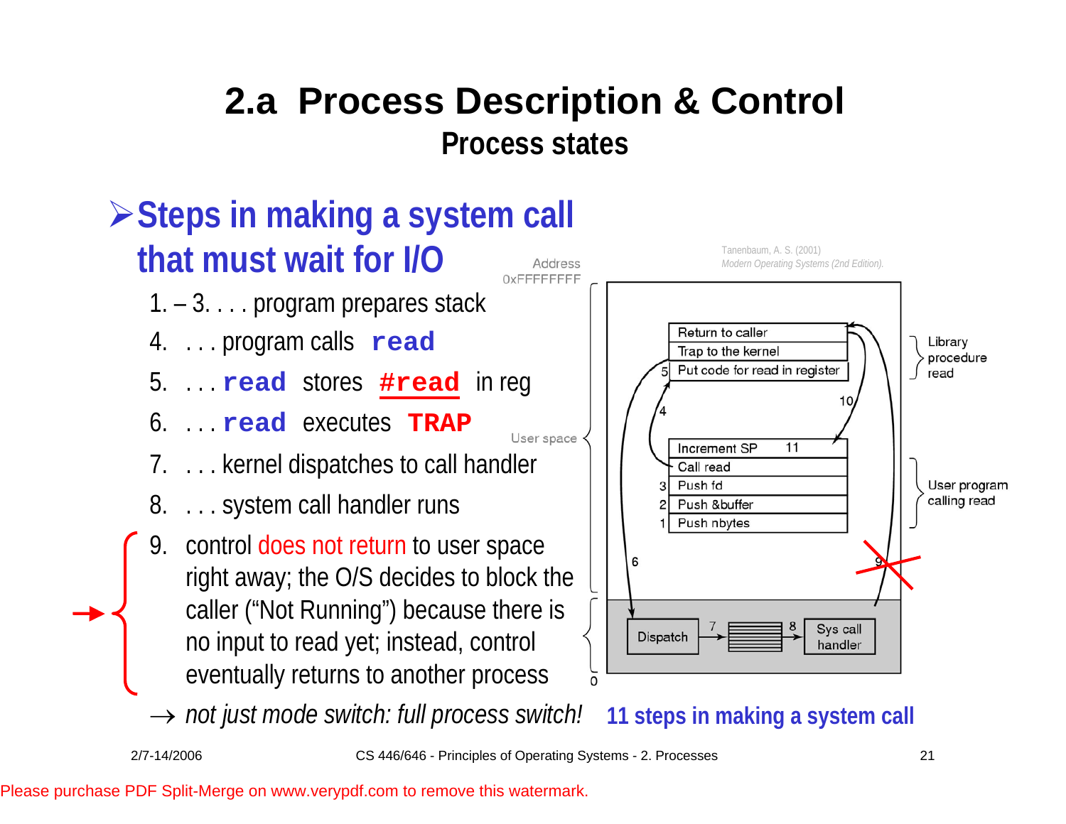# 2.a Process Description & Control

## Process states

- **Steps in making a system call that must wait for I/O**
  1. – 3. . . . program prepares stack
  4. . . . program calls **`read`**
  5. . . . **`read`** stores **`#read`** in reg
  6. . . . **`read`** executes **`TRAP`**
  7. . . . kernel dispatches to call handler
  8. . . . system call handler runs
  9. control does not return to user space right away; the O/S decides to block the caller ("Not Running") because there is no input to read yet; instead, control eventually returns to another process

  → *not just mode switch: full process switch!*

Tanenbaum, A. S. (2001) *Modern Operating Systems (2nd Edition).*

Address 0xFFFFFFFF

User space

0

Library procedure read: Return to caller; Trap to the kernel; 5 Put code for read in register

User program calling read: Increment SP (11); Call read; 3 Push fd; 2 Push &buffer; 1 Push nbytes

Dispatch → 7 → 8 → Sys call handler

4, 6, 9, 10

**11 steps in making a system call**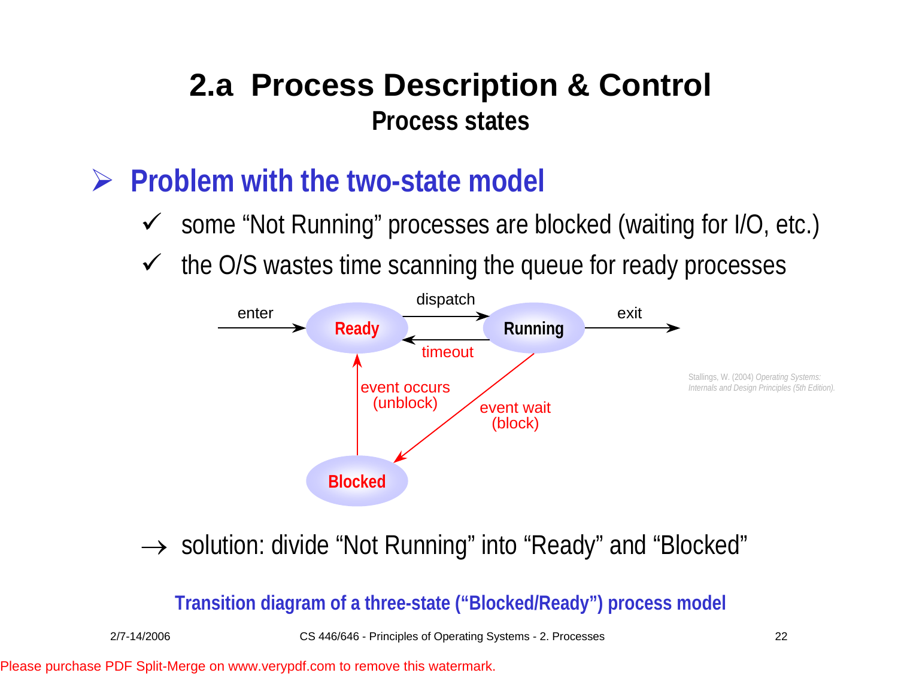# 2.a Process Description & Control

## Process states

### Problem with the two-state model

- ✓ some "Not Running" processes are blocked (waiting for I/O, etc.)
- ✓ the O/S wastes time scanning the queue for ready processes

enter → **Ready** —dispatch→ **Running** → exit

**Running** —timeout→ **Ready**

**Running** —event wait (block)→ **Blocked**

**Blocked** —event occurs (unblock)→ **Ready**

Stallings, W. (2004) *Operating Systems: Internals and Design Principles (5th Edition).*

→ solution: divide "Not Running" into "Ready" and "Blocked"

**Transition diagram of a three-state ("Blocked/Ready") process model**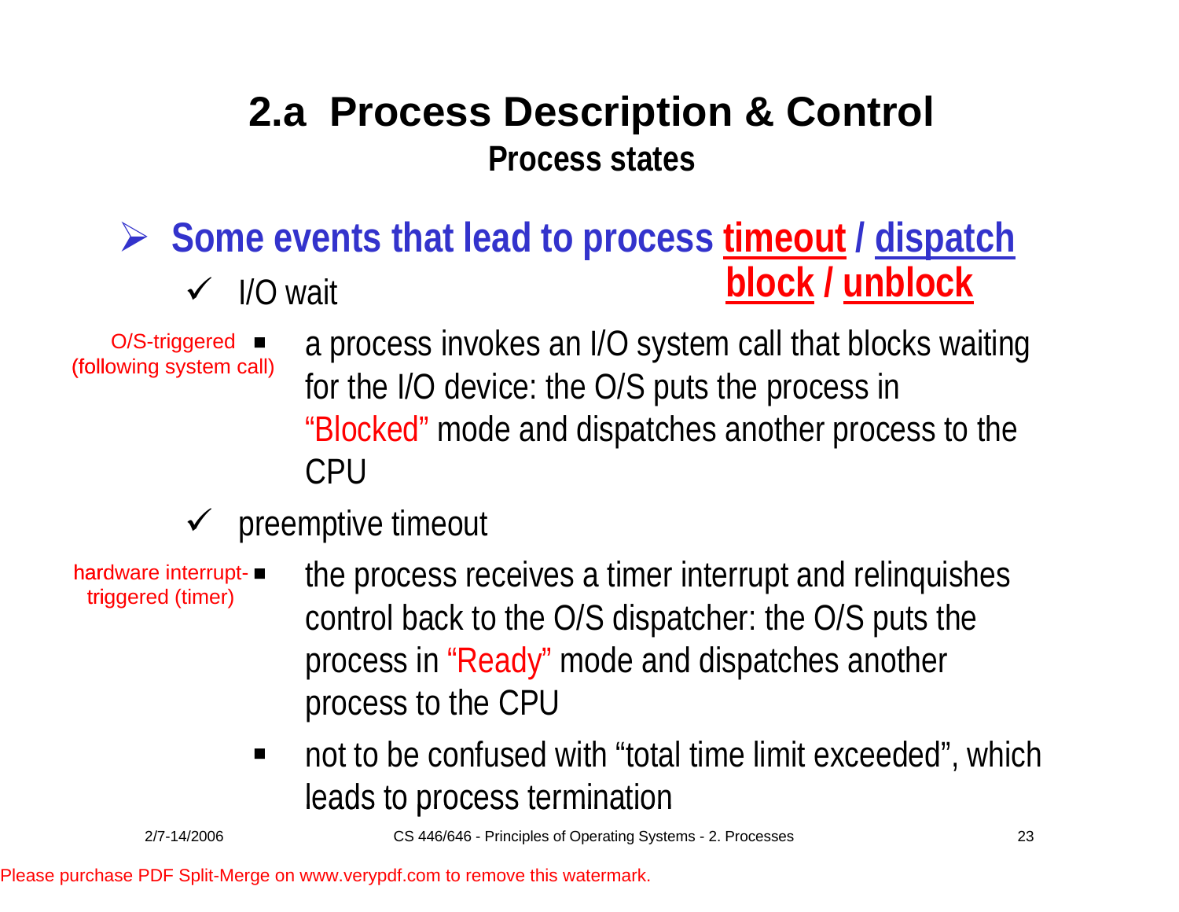# 2.a Process Description & Control

## Process states

- **Some events that lead to process timeout / dispatch block / unblock**
  - I/O wait
    - O/S-triggered (following system call): a process invokes an I/O system call that blocks waiting for the I/O device: the O/S puts the process in "Blocked" mode and dispatches another process to the CPU
  - preemptive timeout
    - hardware interrupt-triggered (timer): the process receives a timer interrupt and relinquishes control back to the O/S dispatcher: the O/S puts the process in "Ready" mode and dispatches another process to the CPU
    - not to be confused with "total time limit exceeded", which leads to process termination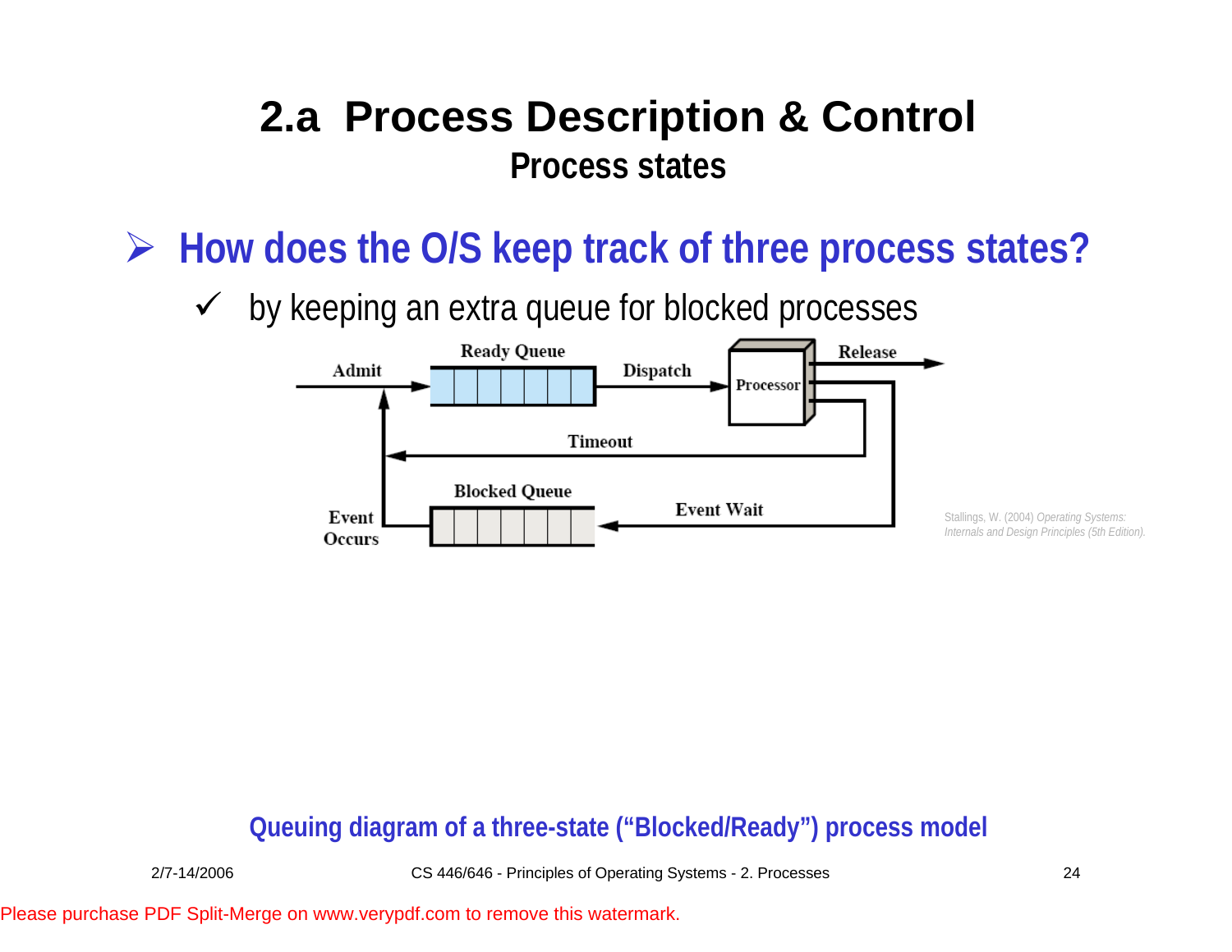# 2.a Process Description & Control

## Process states

- **How does the O/S keep track of three process states?**
  - ✓ by keeping an extra queue for blocked processes

Admit

Ready Queue

Dispatch

Processor

Release

Timeout

Blocked Queue

Event Wait

Event Occurs

Stallings, W. (2004) *Operating Systems: Internals and Design Principles (5th Edition).*

**Queuing diagram of a three-state ("Blocked/Ready") process model**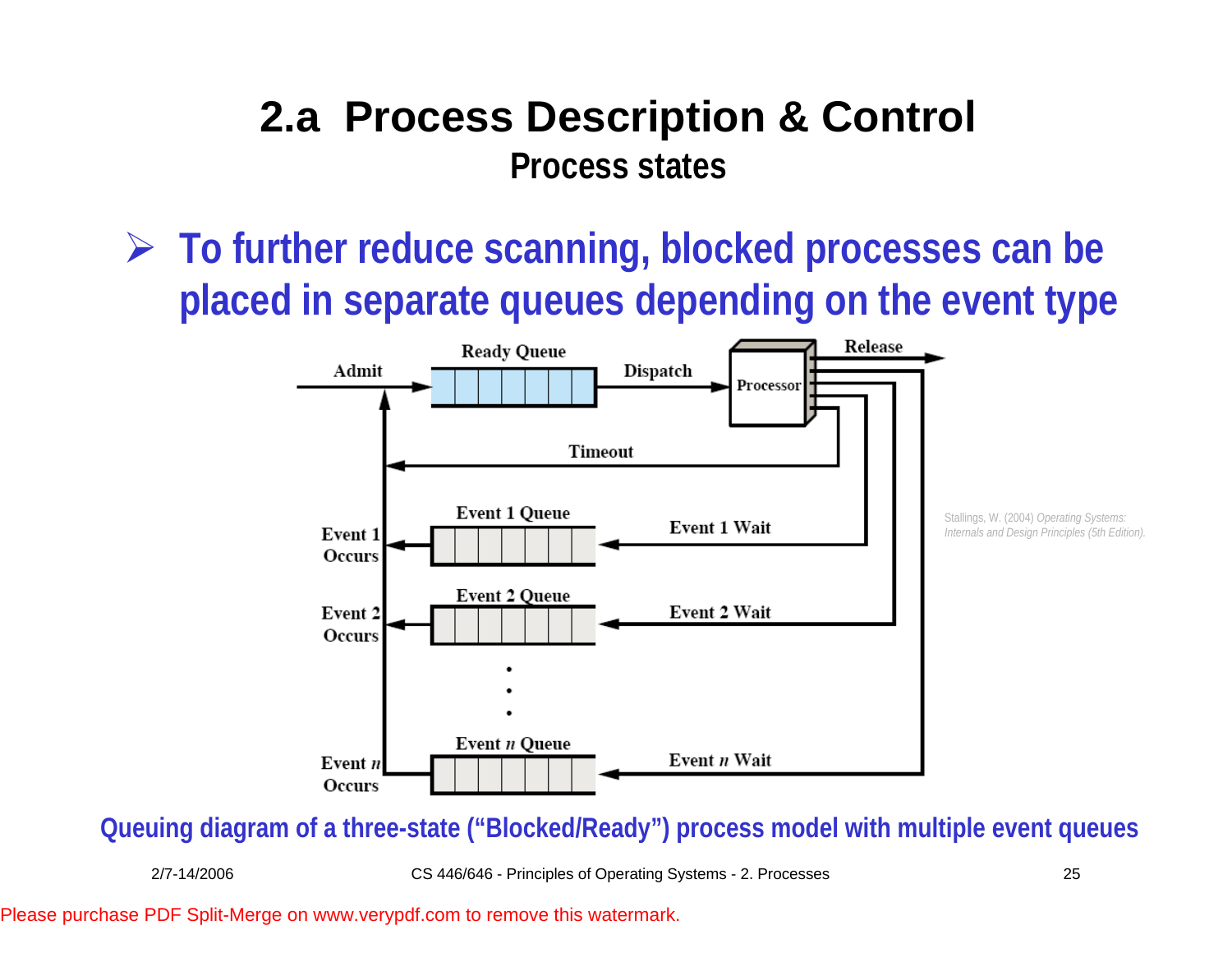# 2.a Process Description & Control

## Process states

- To further reduce scanning, blocked processes can be placed in separate queues depending on the event type

Stallings, W. (2004) *Operating Systems: Internals and Design Principles (5th Edition).*

**Queuing diagram of a three-state ("Blocked/Ready") process model with multiple event queues**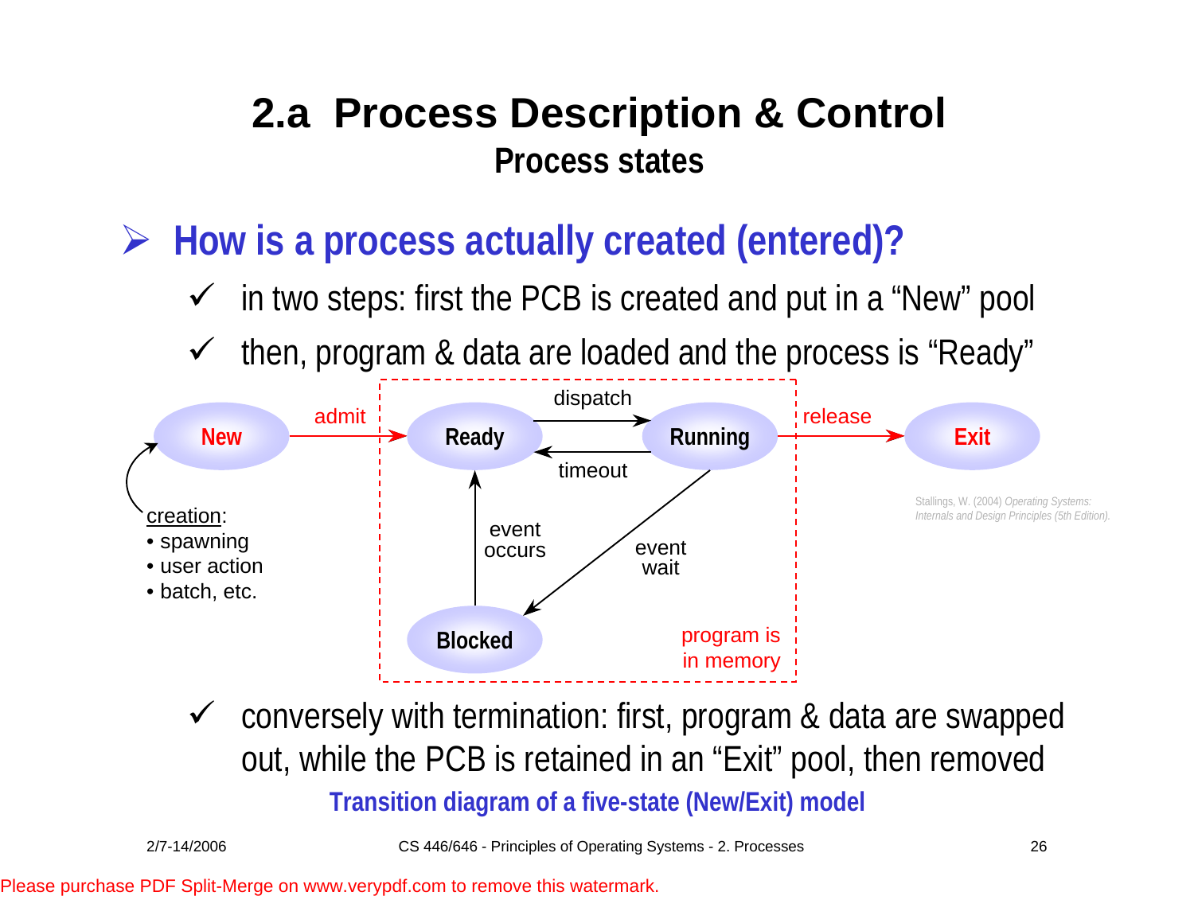# 2.a Process Description & Control

## Process states

- **How is a process actually created (entered)?**
  - ✓ in two steps: first the PCB is created and put in a "New" pool
  - ✓ then, program & data are loaded and the process is "Ready"

New —admit→ Ready —dispatch→ Running —release→ Exit

Running —timeout→ Ready

Running —event wait→ Blocked

Blocked —event occurs→ Ready

program is in memory

creation:
- spawning
- user action
- batch, etc.

Stallings, W. (2004) *Operating Systems: Internals and Design Principles (5th Edition).*

- ✓ conversely with termination: first, program & data are swapped out, while the PCB is retained in an "Exit" pool, then removed

**Transition diagram of a five-state (New/Exit) model**

Please purchase PDF Split-Merge on www.verypdf.com to remove this watermark.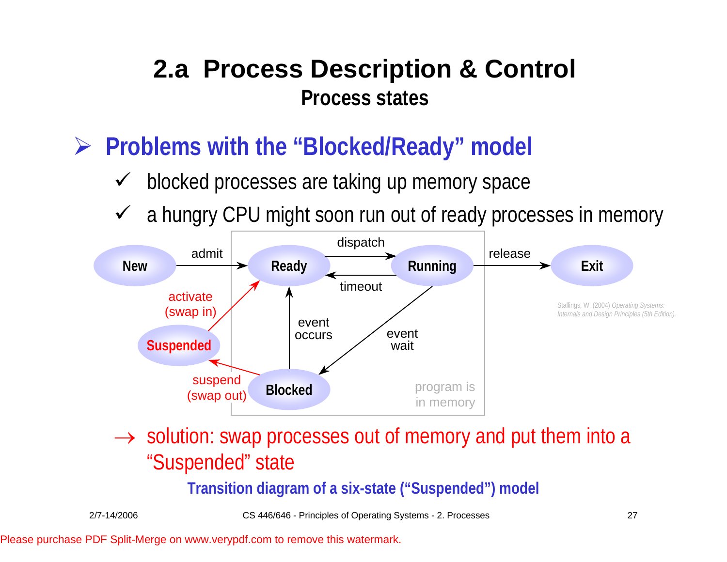# 2.a Process Description & Control

## Process states

- **Problems with the "Blocked/Ready" model**
  - ✓ blocked processes are taking up memory space
  - ✓ a hungry CPU might soon run out of ready processes in memory

New —admit→ Ready —dispatch→ Running —release→ Exit

Running —timeout→ Ready

Running —event wait→ Blocked

Blocked —event occurs→ Ready

Blocked —suspend (swap out)→ Suspended

Suspended —activate (swap in)→ Ready

program is in memory

Stallings, W. (2004) *Operating Systems: Internals and Design Principles (5th Edition).*

→ solution: swap processes out of memory and put them into a "Suspended" state

**Transition diagram of a six-state ("Suspended") model**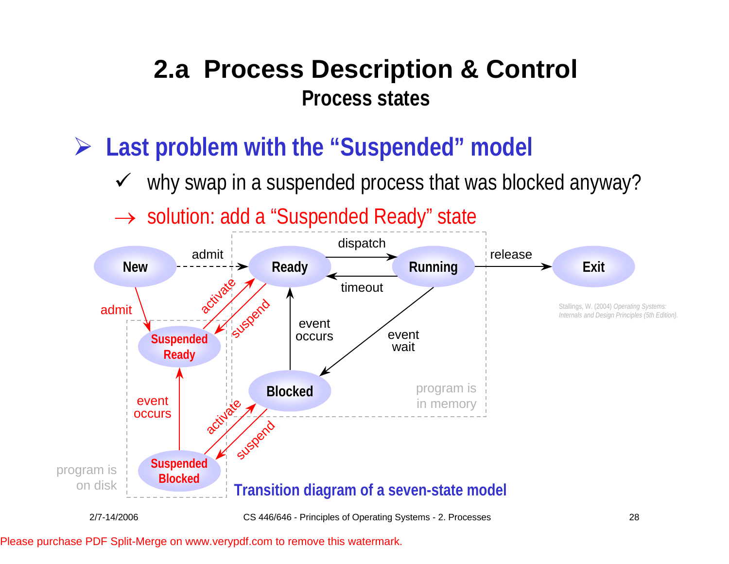# 2.a Process Description & Control

## Process states

- **Last problem with the "Suspended" model**
  - ✓ why swap in a suspended process that was blocked anyway?
  - → solution: add a "Suspended Ready" state

New — admit → Ready — dispatch → Running — release → Exit

Running — timeout → Ready

Running — event wait → Blocked

Blocked — event occurs → Ready

New — admit → Suspended Ready

Suspended Ready — activate → Ready

Ready — suspend → Suspended Ready

Suspended Blocked — event occurs → Suspended Ready

Suspended Blocked — activate → Blocked

Blocked — suspend → Suspended Blocked

program is in memory

program is on disk

Stallings, W. (2004) *Operating Systems: Internals and Design Principles (5th Edition).*

**Transition diagram of a seven-state model**

2/7-14/2006 CS 446/646 - Principles of Operating Systems - 2. Processes

Please purchase PDF Split-Merge on www.verypdf.com to remove this watermark.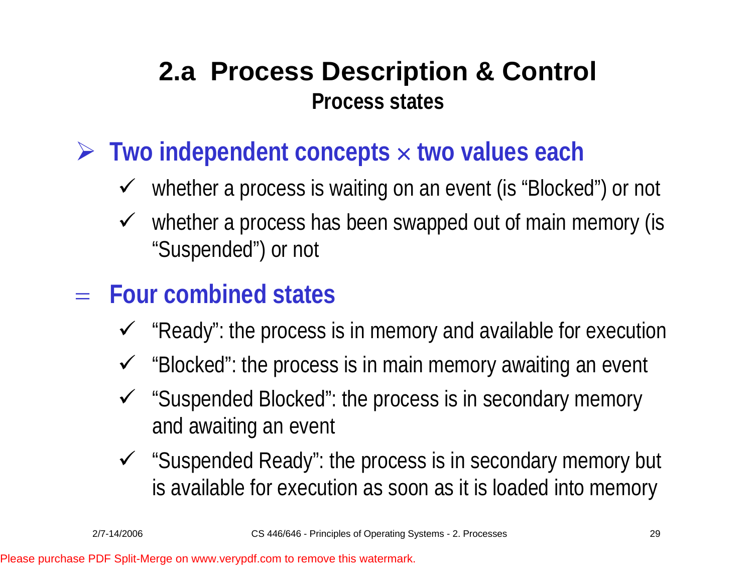# 2.a Process Description & Control

## Process states

- **Two independent concepts × two values each**
  - whether a process is waiting on an event (is “Blocked”) or not
  - whether a process has been swapped out of main memory (is “Suspended”) or not

= **Four combined states**
  - “Ready”: the process is in memory and available for execution
  - “Blocked”: the process is in main memory awaiting an event
  - “Suspended Blocked”: the process is in secondary memory and awaiting an event
  - “Suspended Ready”: the process is in secondary memory but is available for execution as soon as it is loaded into memory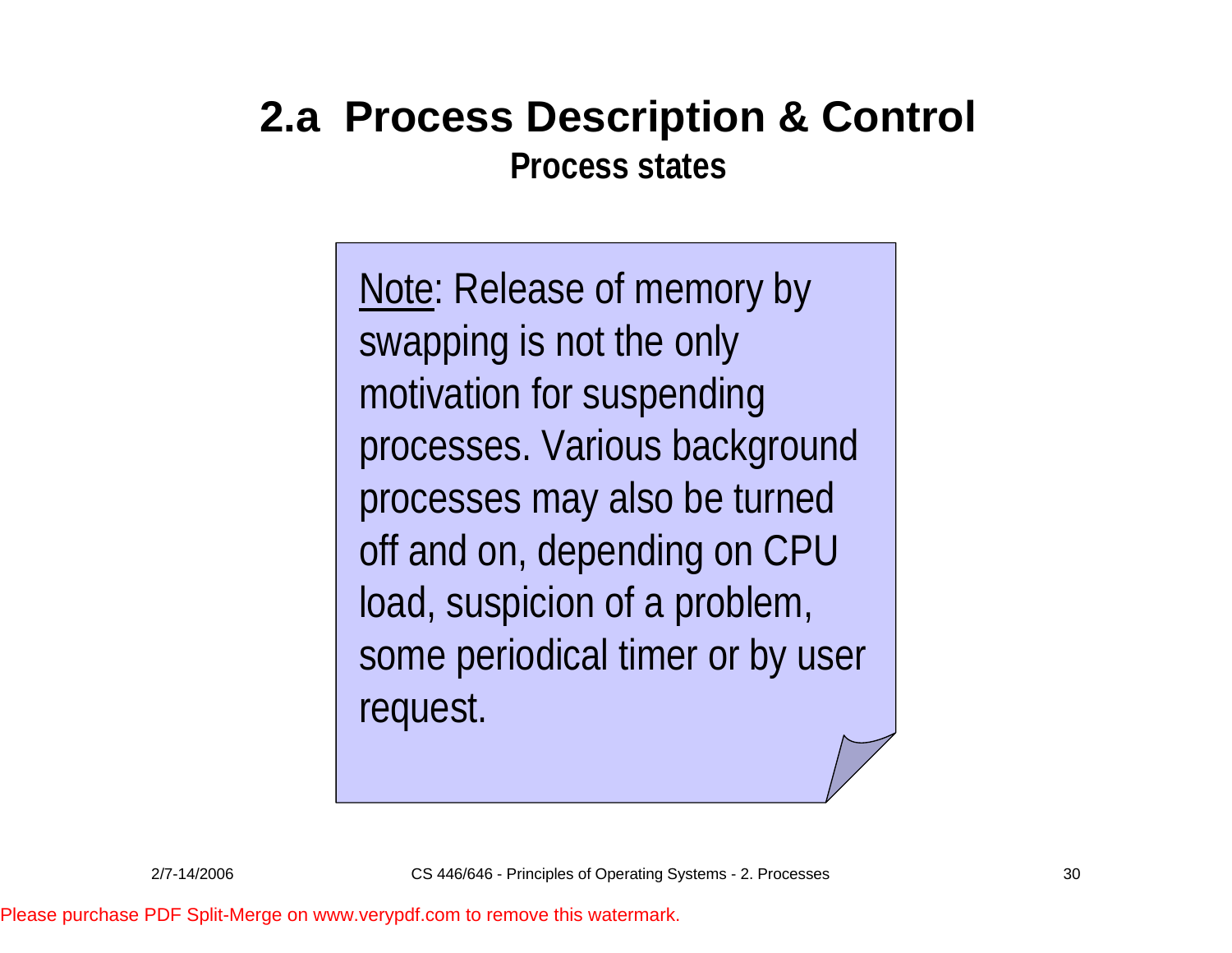# 2.a Process Description & Control

## Process states

Note: Release of memory by swapping is not the only motivation for suspending processes. Various background processes may also be turned off and on, depending on CPU load, suspicion of a problem, some periodical timer or by user request.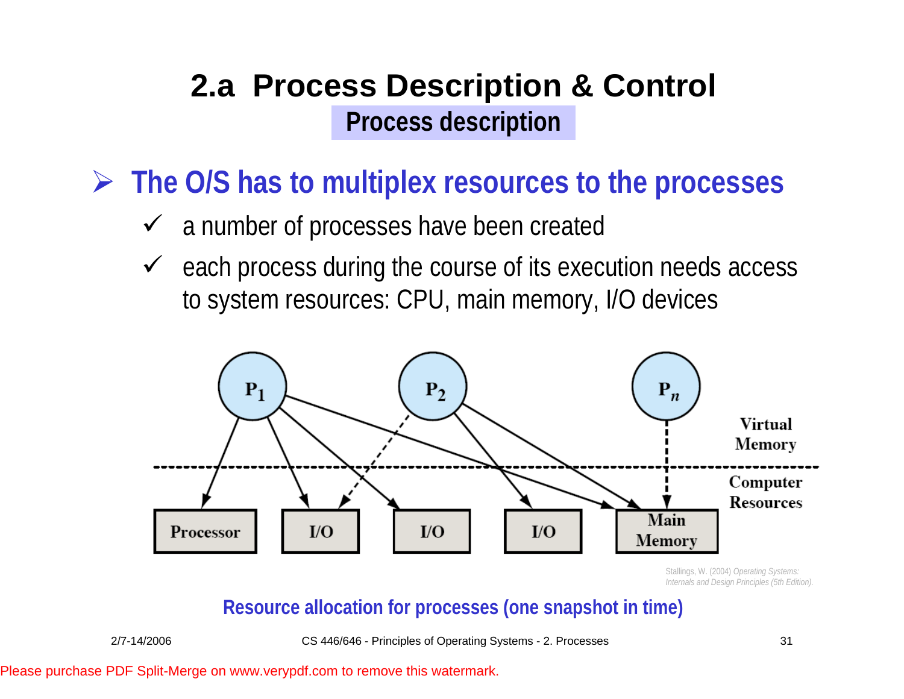# 2.a Process Description & Control

## Process description

- **The O/S has to multiplex resources to the processes**
  - a number of processes have been created
  - each process during the course of its execution needs access to system resources: CPU, main memory, I/O devices

Stallings, W. (2004) *Operating Systems: Internals and Design Principles (5th Edition).*

**Resource allocation for processes (one snapshot in time)**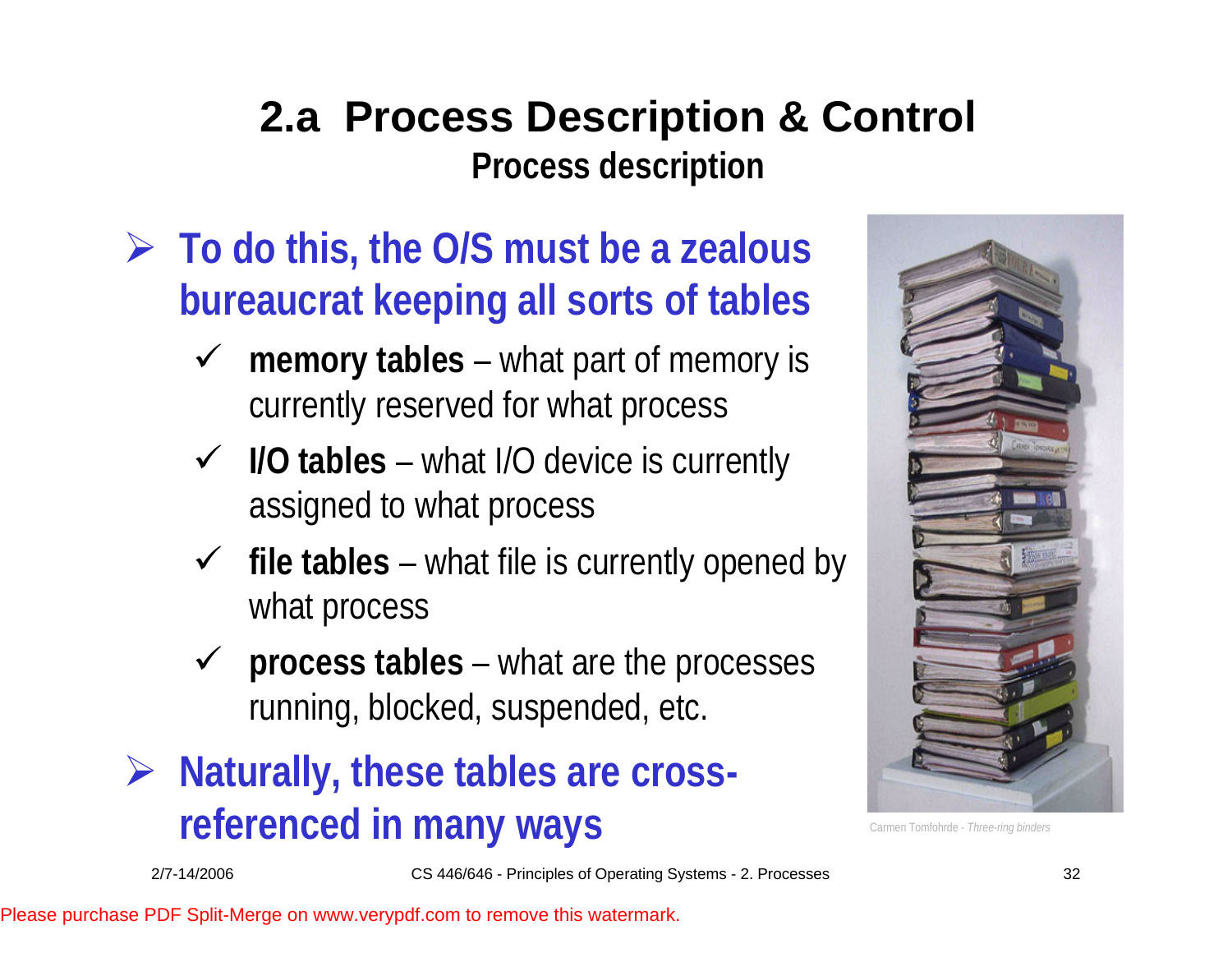# 2.a Process Description & Control

## Process description

- **To do this, the O/S must be a zealous bureaucrat keeping all sorts of tables**
  - ✓ **memory tables** – what part of memory is currently reserved for what process
  - ✓ **I/O tables** – what I/O device is currently assigned to what process
  - ✓ **file tables** – what file is currently opened by what process
  - ✓ **process tables** – what are the processes running, blocked, suspended, etc.
- **Naturally, these tables are cross-referenced in many ways**

Carmen Tomfohrde - *Three-ring binders*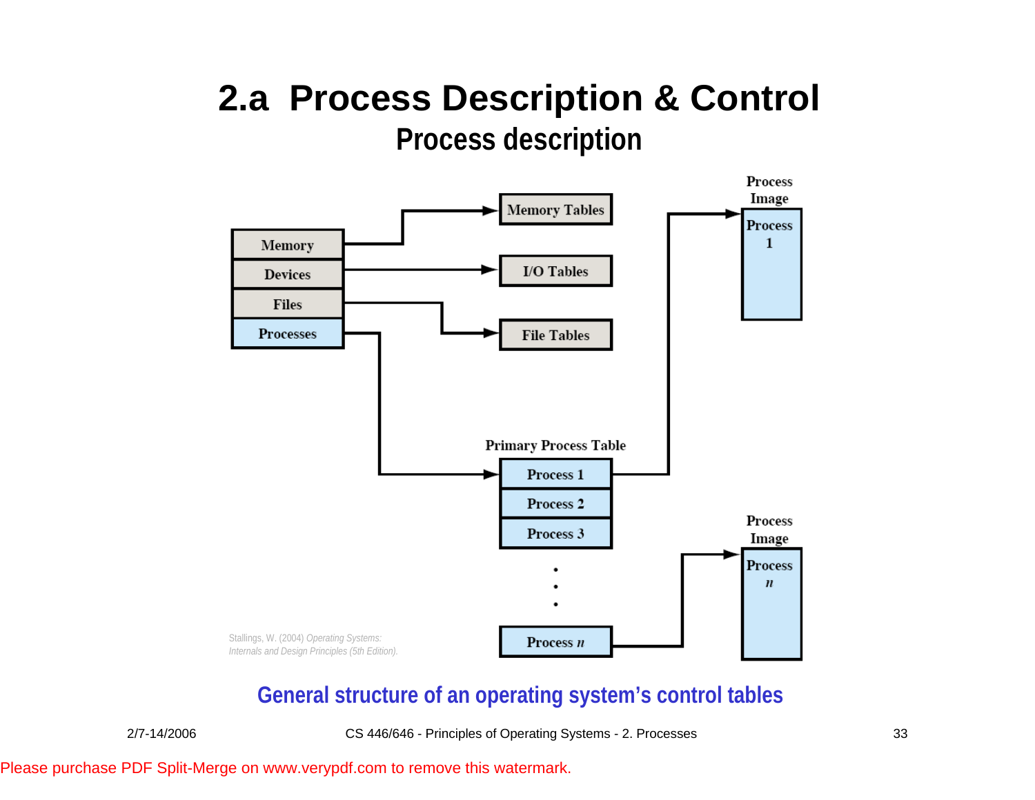# 2.a Process Description & Control

## Process description

Memory → Memory Tables

Devices → I/O Tables

Files → File Tables

Processes → Primary Process Table

Primary Process Table

- Process 1 → Process Image (Process 1)
- Process 2
- Process 3
- •
- •
- •
- Process *n* → Process Image (Process *n*)

Stallings, W. (2004) *Operating Systems: Internals and Design Principles (5th Edition).*

General structure of an operating system's control tables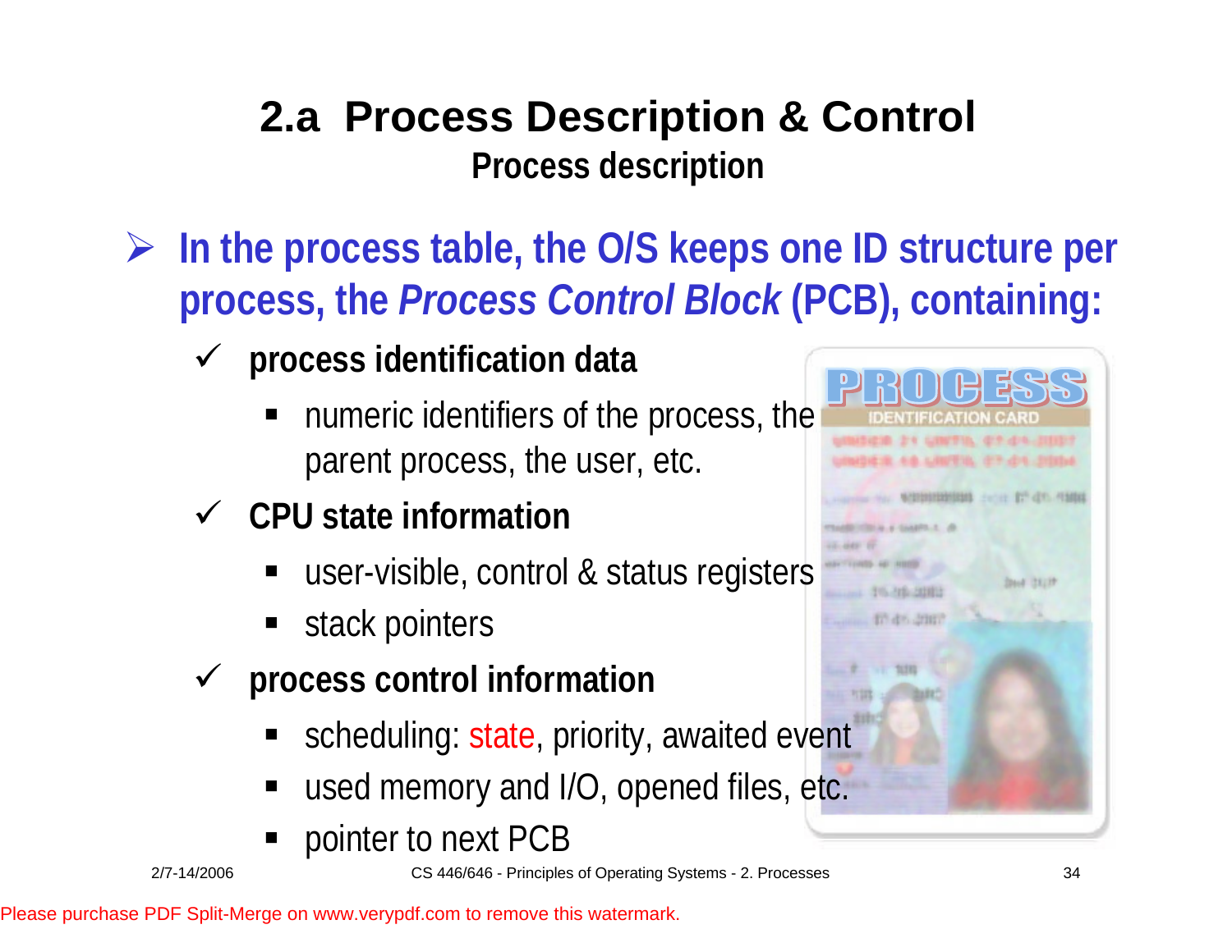# 2.a Process Description & Control

## Process description

- In the process table, the O/S keeps one ID structure per process, the *Process Control Block* (PCB), containing:
  - **process identification data**
    - numeric identifiers of the process, the parent process, the user, etc.
  - **CPU state information**
    - user-visible, control & status registers
    - stack pointers
  - **process control information**
    - scheduling: state, priority, awaited event
    - used memory and I/O, opened files, etc.
    - pointer to next PCB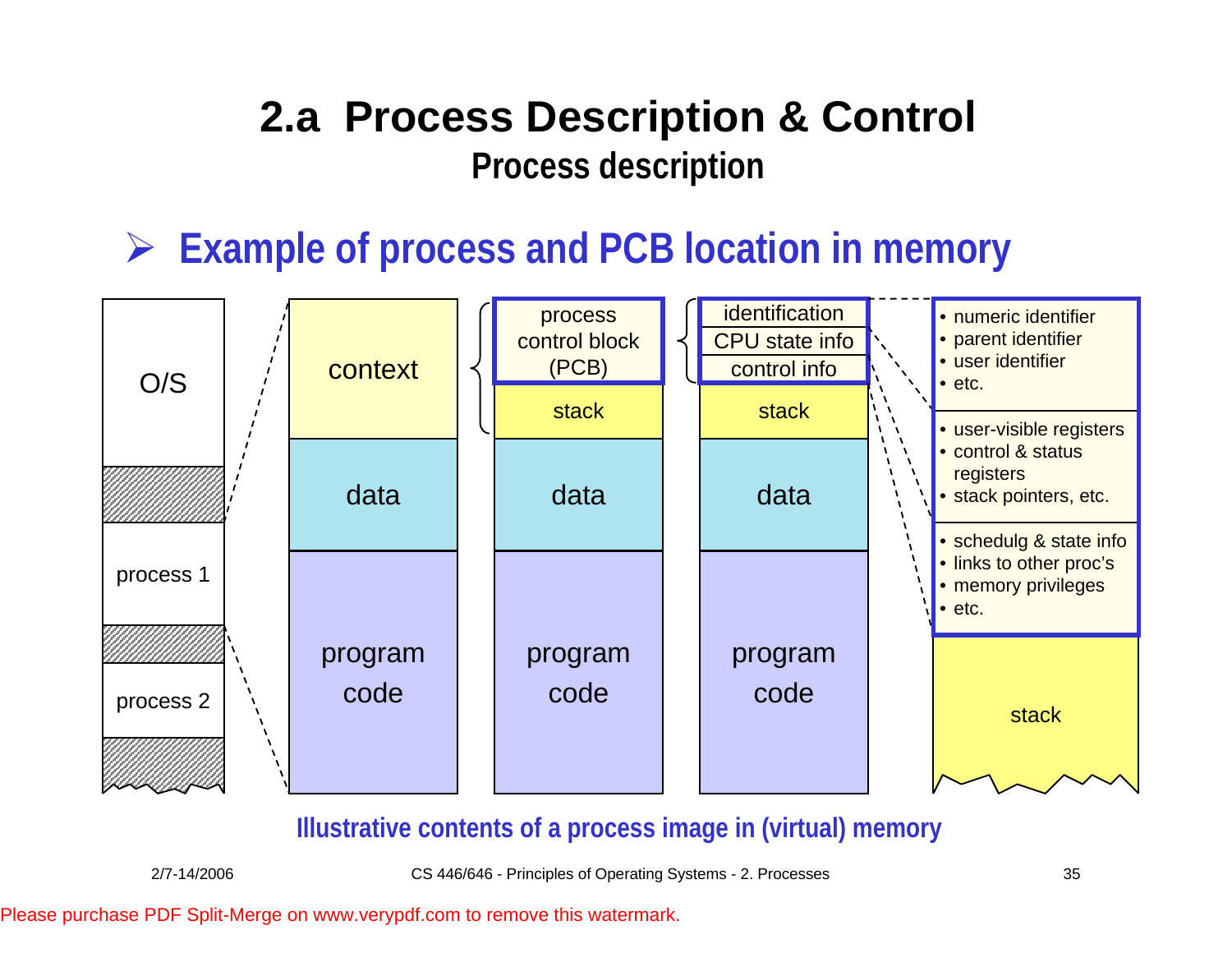# 2.a Process Description & Control

## Process description

### Example of process and PCB location in memory

O/S

process 1

process 2

context | data | program code

process control block (PCB) | stack | data | program code

identification | CPU state info | control info | stack | data | program code

- numeric identifier
- parent identifier
- user identifier
- etc.

- user-visible registers
- control & status registers
- stack pointers, etc.

- schedulg & state info
- links to other proc's
- memory privileges
- etc.

stack

Illustrative contents of a process image in (virtual) memory

2/7-14/2006 CS 446/646 - Principles of Operating Systems - 2. Processes

Please purchase PDF Split-Merge on www.verypdf.com to remove this watermark.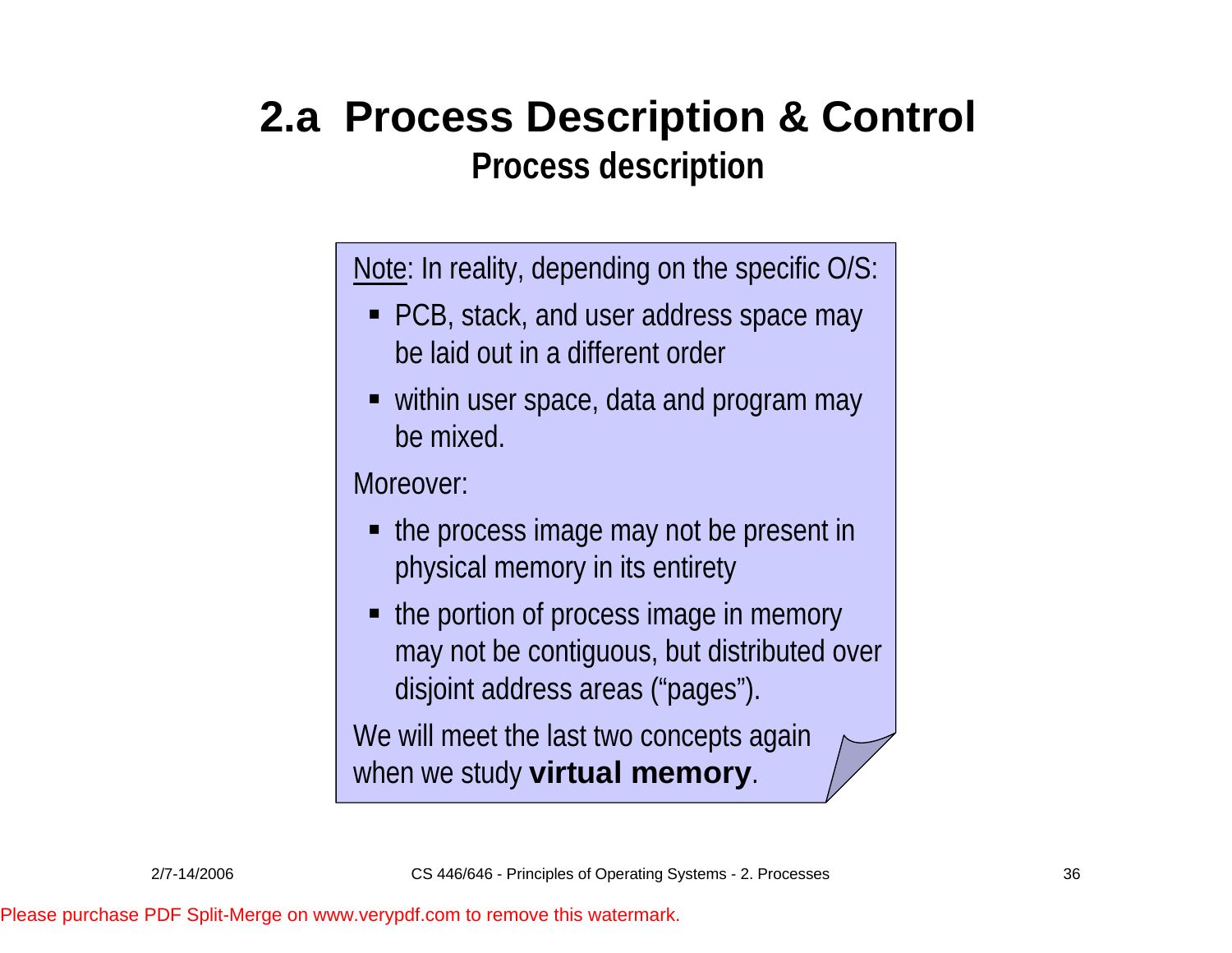# 2.a Process Description & Control

## Process description

Note: In reality, depending on the specific O/S:

- PCB, stack, and user address space may be laid out in a different order
- within user space, data and program may be mixed.

Moreover:

- the process image may not be present in physical memory in its entirety
- the portion of process image in memory may not be contiguous, but distributed over disjoint address areas ("pages").

We will meet the last two concepts again when we study **virtual memory**.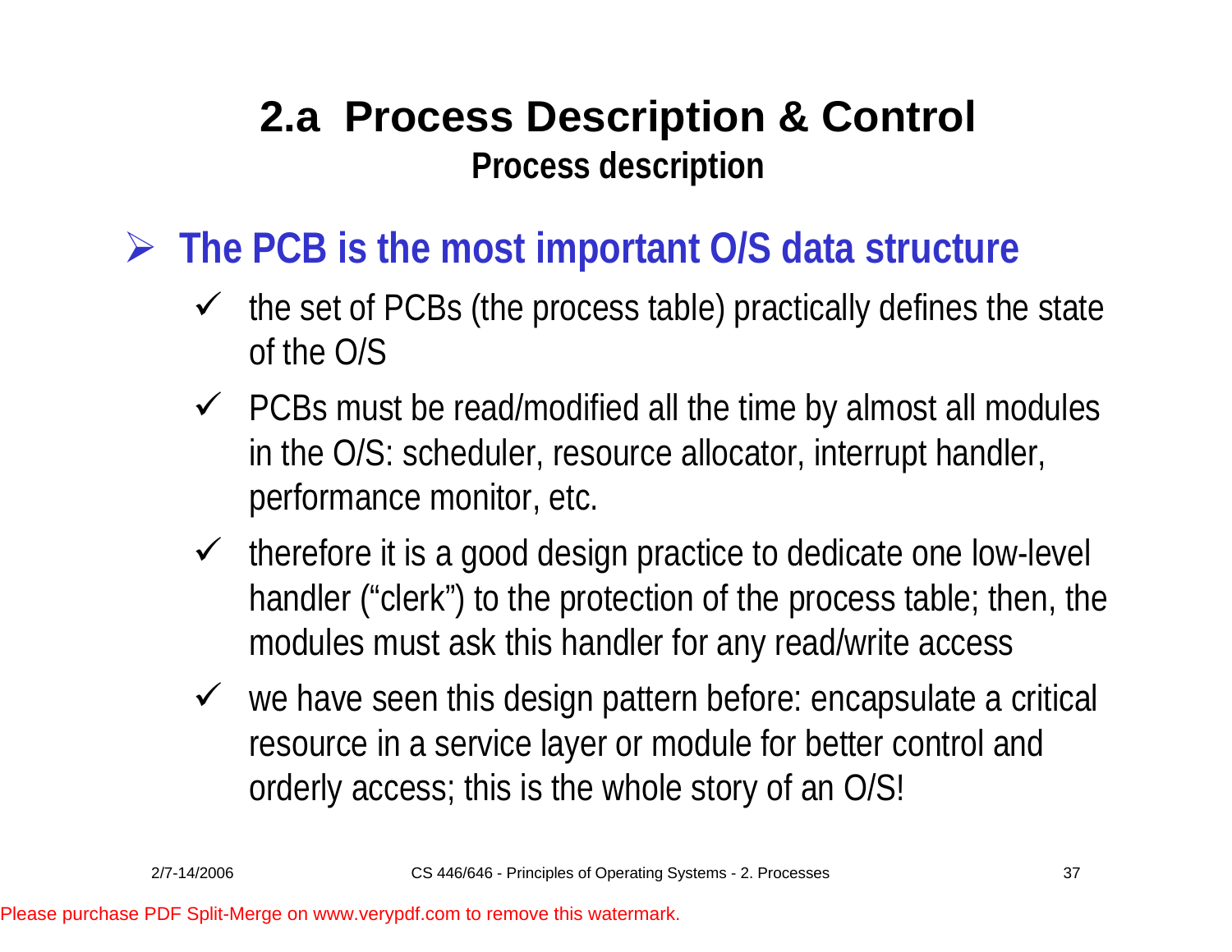# 2.a Process Description & Control

## Process description

- **The PCB is the most important O/S data structure**
  - the set of PCBs (the process table) practically defines the state of the O/S
  - PCBs must be read/modified all the time by almost all modules in the O/S: scheduler, resource allocator, interrupt handler, performance monitor, etc.
  - therefore it is a good design practice to dedicate one low-level handler ("clerk") to the protection of the process table; then, the modules must ask this handler for any read/write access
  - we have seen this design pattern before: encapsulate a critical resource in a service layer or module for better control and orderly access; this is the whole story of an O/S!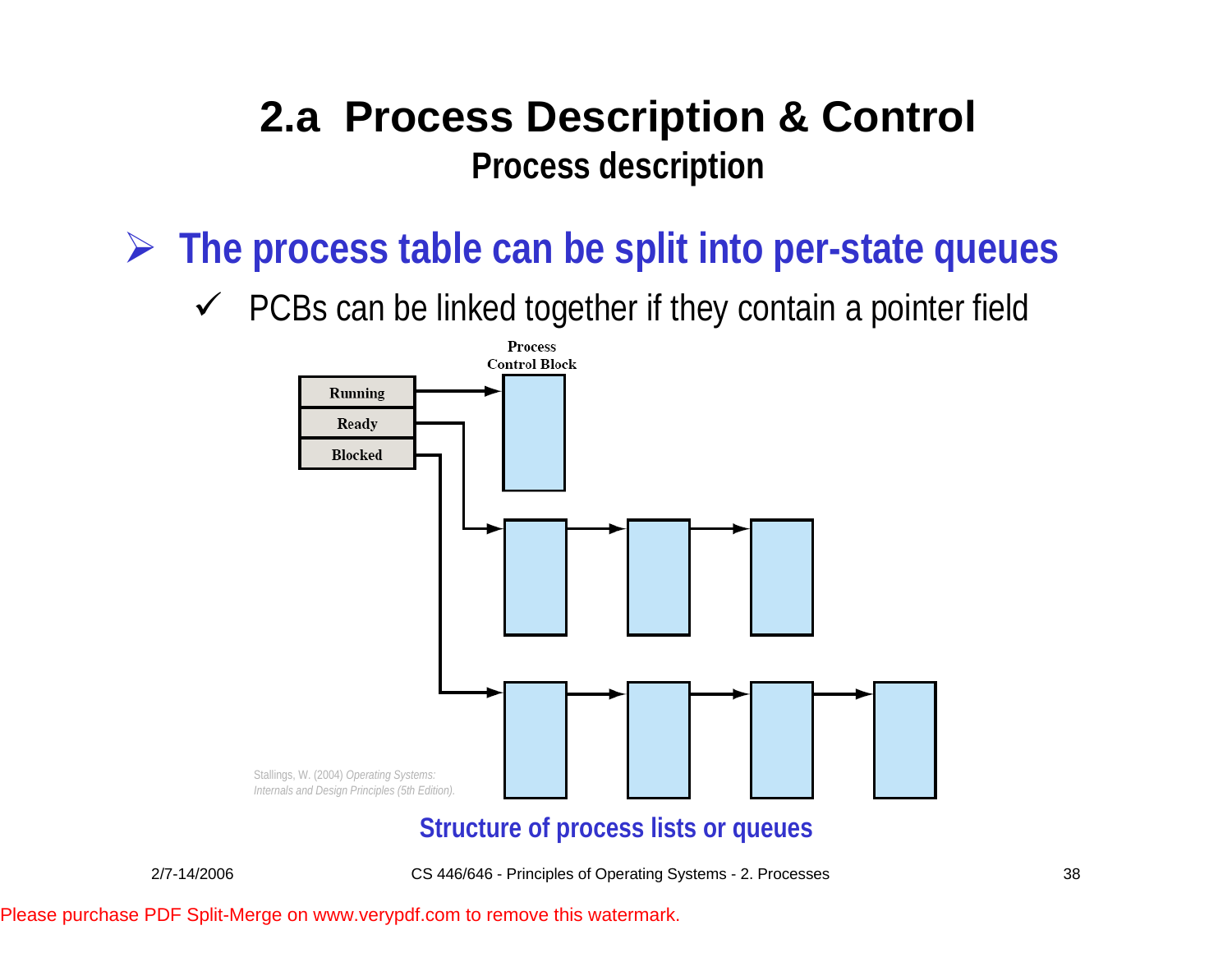# 2.a Process Description & Control

## Process description

- **The process table can be split into per-state queues**
  - ✓ PCBs can be linked together if they contain a pointer field

Process Control Block

Running

Ready

Blocked

Stallings, W. (2004) *Operating Systems: Internals and Design Principles (5th Edition).*

**Structure of process lists or queues**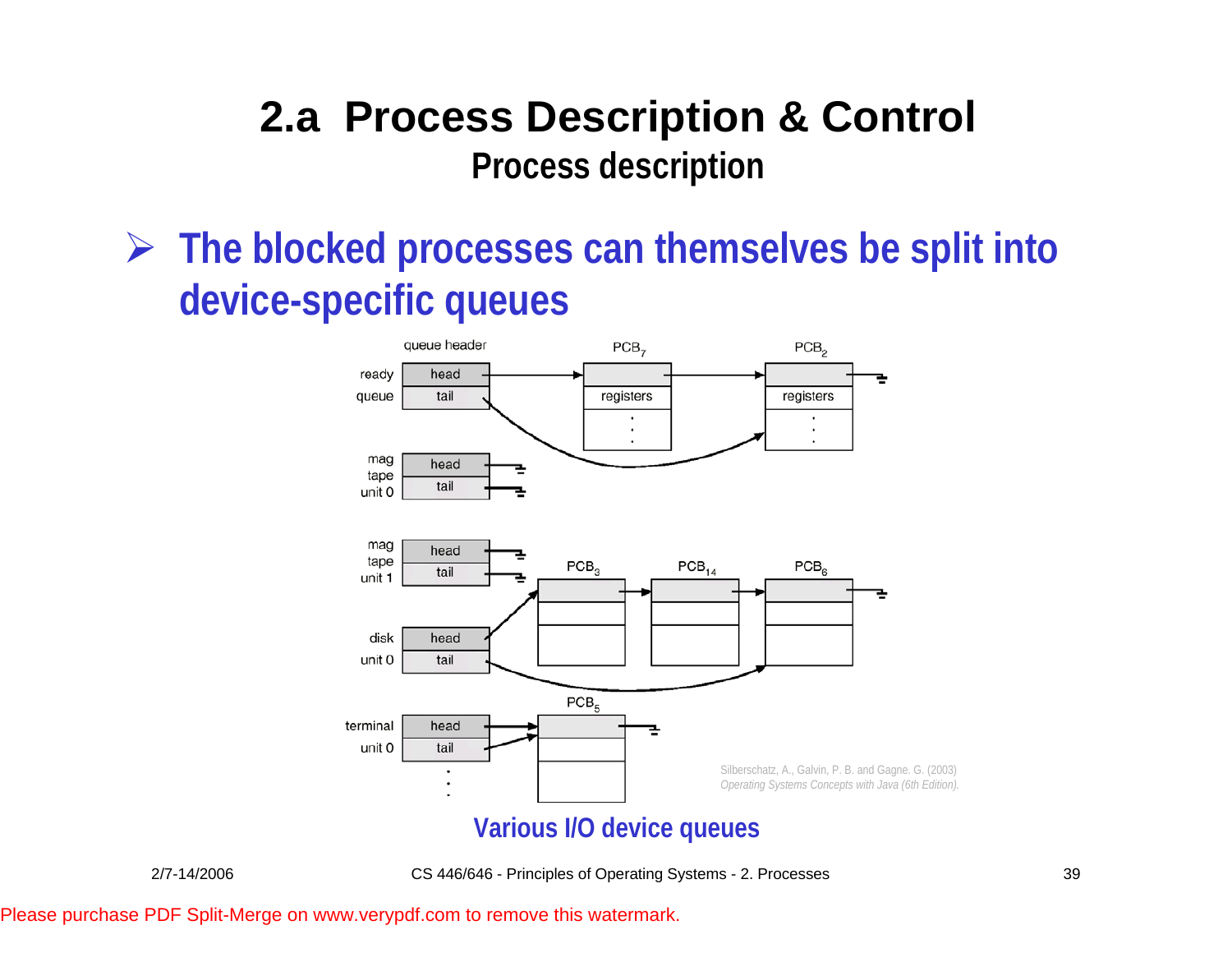# 2.a Process Description & Control

## Process description

- **The blocked processes can themselves be split into device-specific queues**

Silberschatz, A., Galvin, P. B. and Gagne. G. (2003)
*Operating Systems Concepts with Java (6th Edition).*

**Various I/O device queues**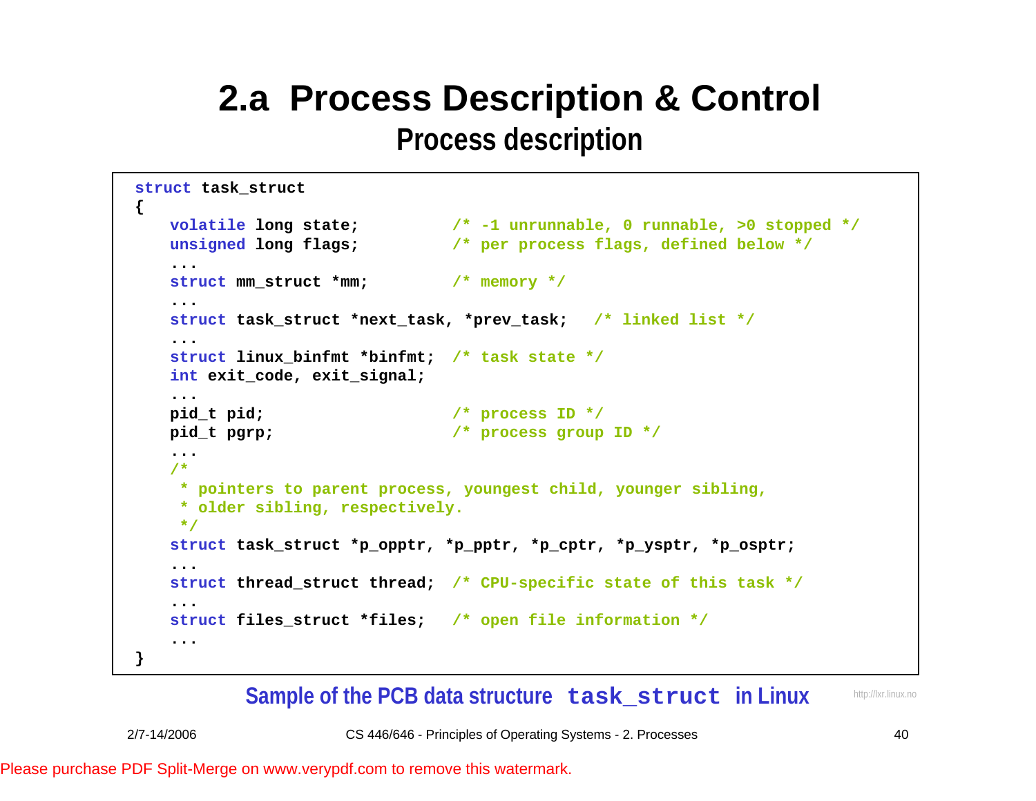# 2.a Process Description & Control

## Process description

```
struct task_struct
{
    volatile long state;          /* -1 unrunnable, 0 runnable, >0 stopped */
    unsigned long flags;          /* per process flags, defined below */
    ...
    struct mm_struct *mm;         /* memory */
    ...
    struct task_struct *next_task, *prev_task;   /* linked list */
    ...
    struct linux_binfmt *binfmt;  /* task state */
    int exit_code, exit_signal;
    ...
    pid_t pid;                    /* process ID */
    pid_t pgrp;                   /* process group ID */
    ...
    /*
     * pointers to parent process, youngest child, younger sibling,
     * older sibling, respectively.
     */
    struct task_struct *p_opptr, *p_pptr, *p_cptr, *p_ysptr, *p_osptr;
    ...
    struct thread_struct thread;  /* CPU-specific state of this task */
    ...
    struct files_struct *files;   /* open file information */
    ...
}
```

Sample of the PCB data structure `task_struct` in Linux

http://lxr.linux.no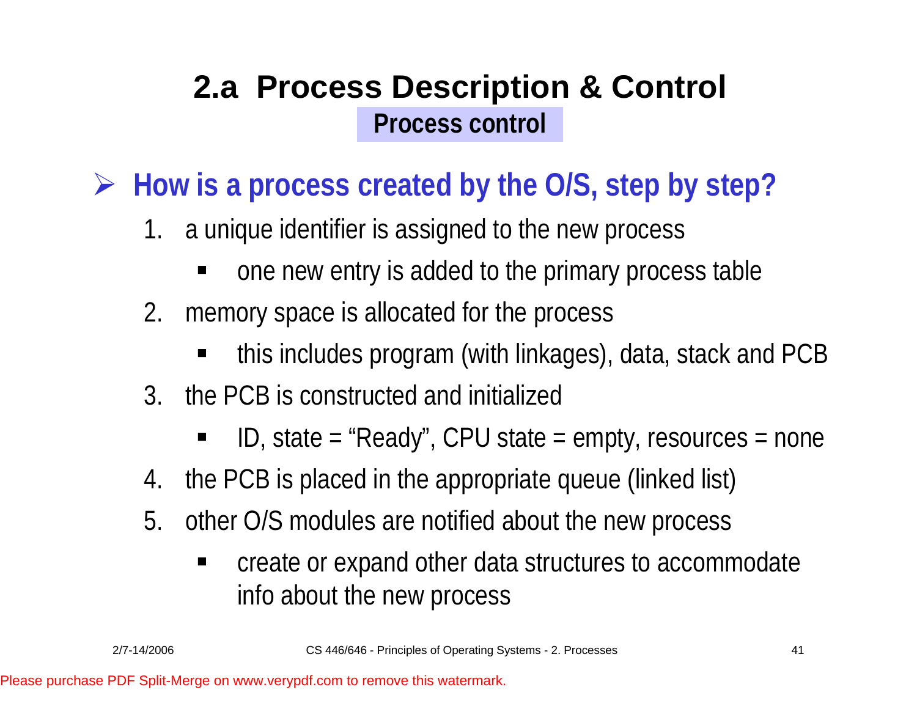# 2.a Process Description & Control

## Process control

- **How is a process created by the O/S, step by step?**
  1. a unique identifier is assigned to the new process
     - one new entry is added to the primary process table
  2. memory space is allocated for the process
     - this includes program (with linkages), data, stack and PCB
  3. the PCB is constructed and initialized
     - ID, state = “Ready”, CPU state = empty, resources = none
  4. the PCB is placed in the appropriate queue (linked list)
  5. other O/S modules are notified about the new process
     - create or expand other data structures to accommodate info about the new process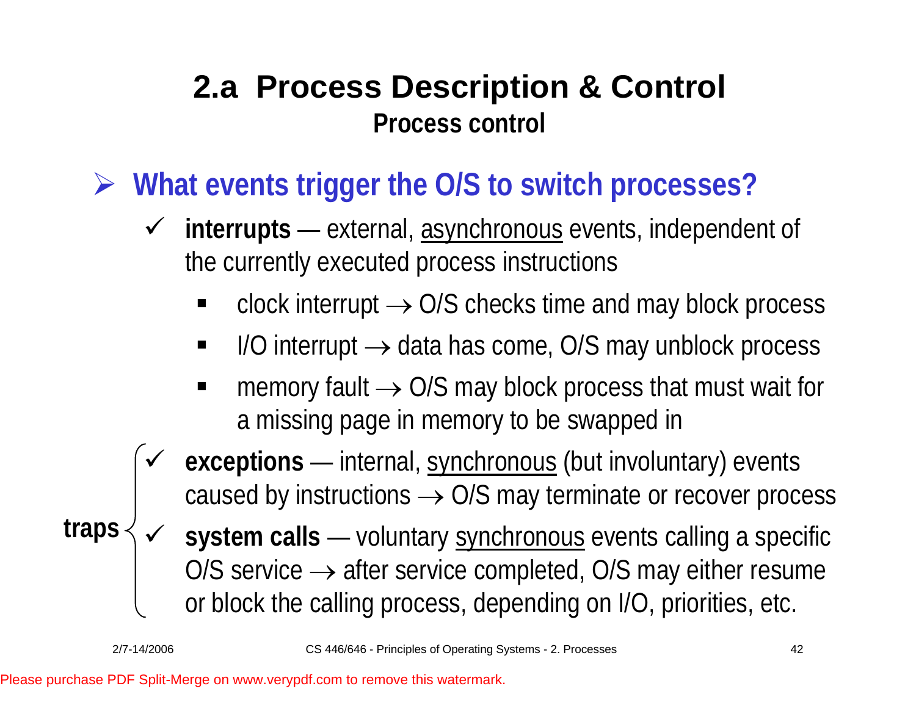# 2.a Process Description & Control

## Process control

- **What events trigger the O/S to switch processes?**
  - ✓ **interrupts** — external, <u>asynchronous</u> events, independent of the currently executed process instructions
    - clock interrupt → O/S checks time and may block process
    - I/O interrupt → data has come, O/S may unblock process
    - memory fault → O/S may block process that must wait for a missing page in memory to be swapped in
  - **traps**:
    - ✓ **exceptions** — internal, <u>synchronous</u> (but involuntary) events caused by instructions → O/S may terminate or recover process
    - ✓ **system calls** — voluntary <u>synchronous</u> events calling a specific O/S service → after service completed, O/S may either resume or block the calling process, depending on I/O, priorities, etc.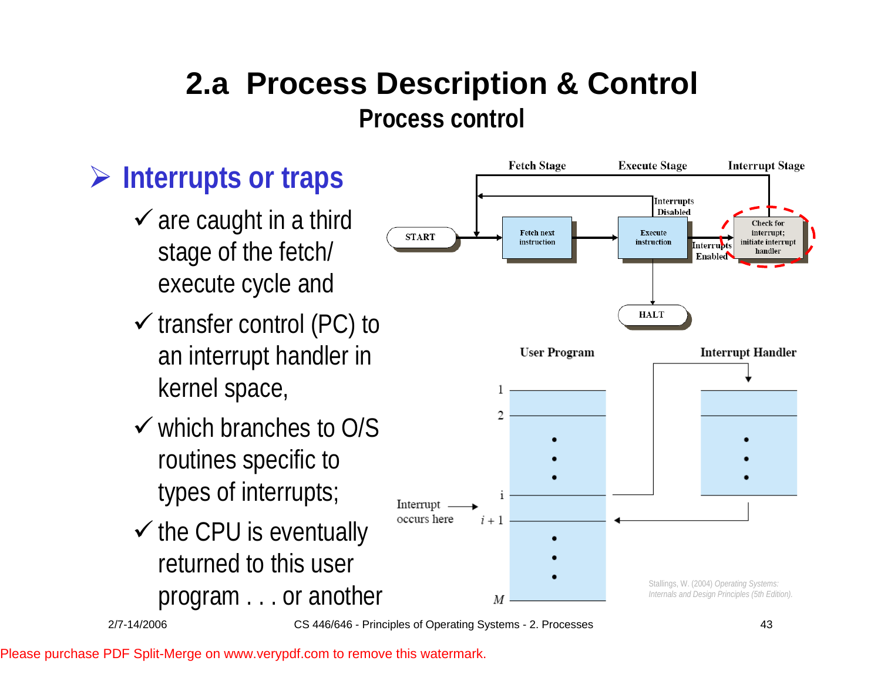# 2.a Process Description & Control

## Process control

- **Interrupts or traps**
  - ✓ are caught in a third stage of the fetch/ execute cycle and
  - ✓ transfer control (PC) to an interrupt handler in kernel space,
  - ✓ which branches to O/S routines specific to types of interrupts;
  - ✓ the CPU is eventually returned to this user program . . . or another

Stallings, W. (2004) *Operating Systems: Internals and Design Principles (5th Edition).*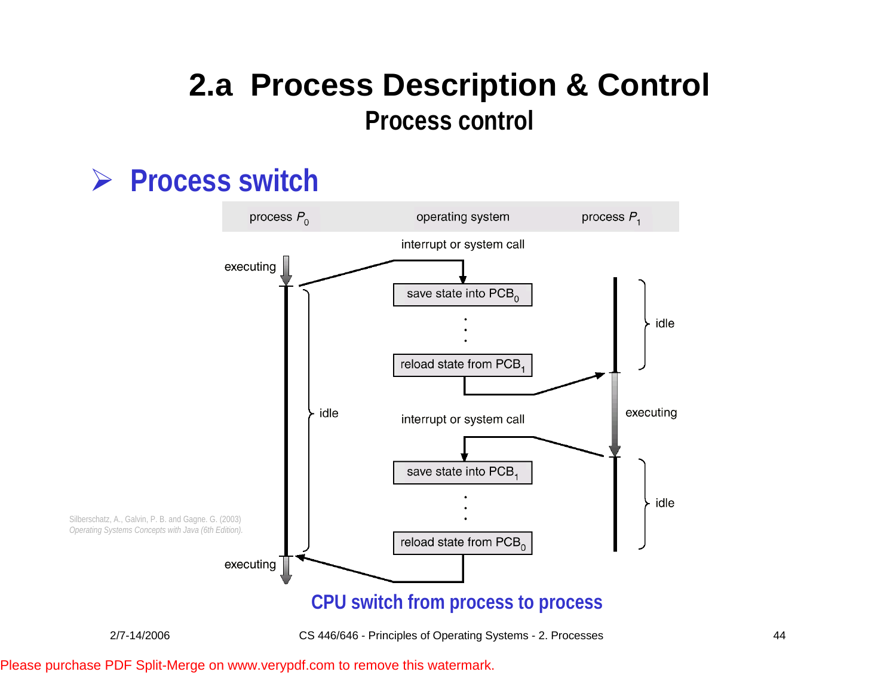# 2.a Process Description & Control

## Process control

### ➢ Process switch

process $P_0$ | operating system | process $P_1$

interrupt or system call

executing

save state into $PCB_0$

idle

reload state from $PCB_1$

idle | executing

interrupt or system call

save state into $PCB_1$

idle

reload state from $PCB_0$

executing

Silberschatz, A., Galvin, P. B. and Gagne. G. (2003)
*Operating Systems Concepts with Java (6th Edition).*

**CPU switch from process to process**

2/7-14/2006 CS 446/646 - Principles of Operating Systems - 2. Processes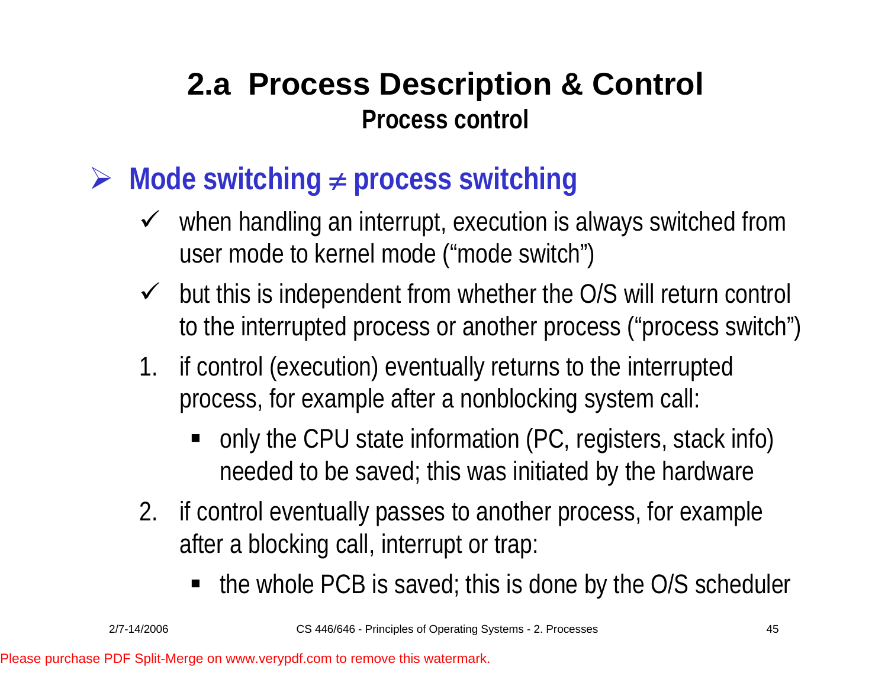# 2.a Process Description & Control

## Process control

- **Mode switching ≠ process switching**
  - ✓ when handling an interrupt, execution is always switched from user mode to kernel mode (“mode switch”)
  - ✓ but this is independent from whether the O/S will return control to the interrupted process or another process (“process switch”)

  1. if control (execution) eventually returns to the interrupted process, for example after a nonblocking system call:
     - only the CPU state information (PC, registers, stack info) needed to be saved; this was initiated by the hardware
  2. if control eventually passes to another process, for example after a blocking call, interrupt or trap:
     - the whole PCB is saved; this is done by the O/S scheduler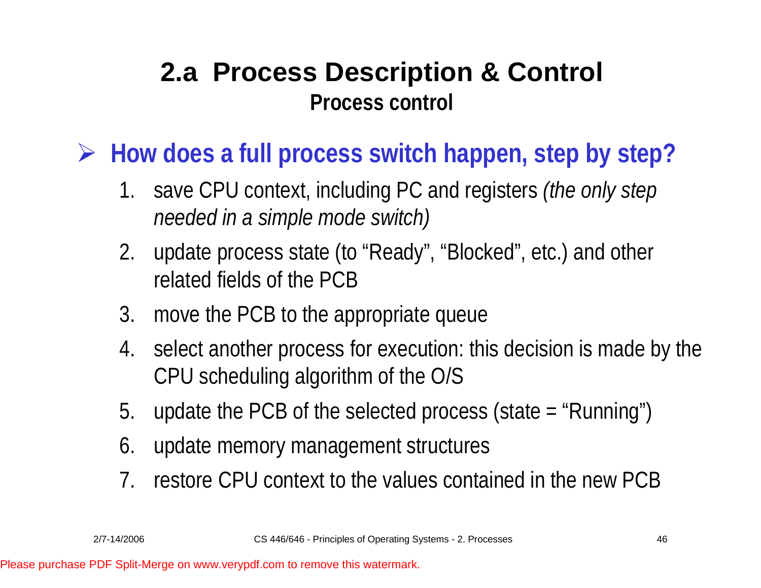# 2.a Process Description & Control

## Process control

- **How does a full process switch happen, step by step?**
  1. save CPU context, including PC and registers *(the only step needed in a simple mode switch)*
  2. update process state (to “Ready”, “Blocked”, etc.) and other related fields of the PCB
  3. move the PCB to the appropriate queue
  4. select another process for execution: this decision is made by the CPU scheduling algorithm of the O/S
  5. update the PCB of the selected process (state = “Running”)
  6. update memory management structures
  7. restore CPU context to the values contained in the new PCB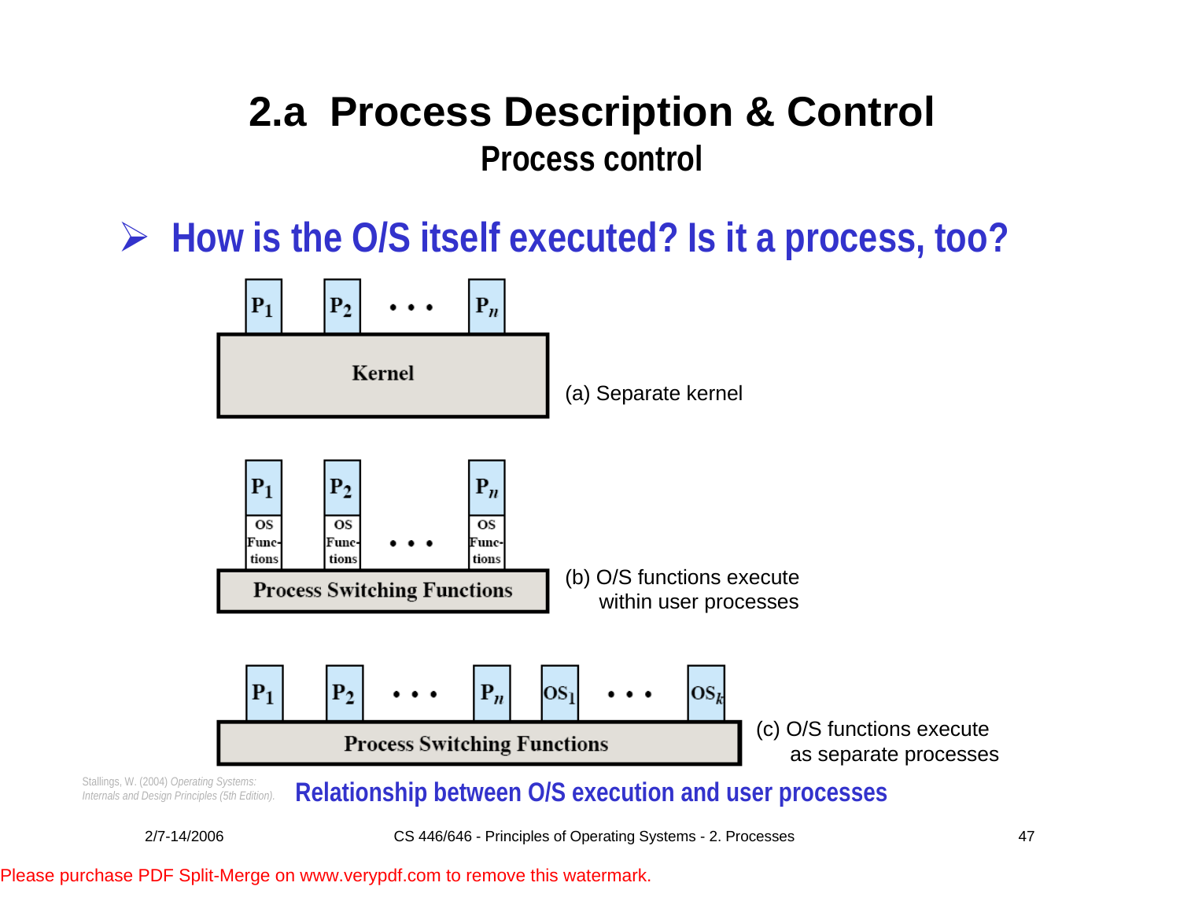# 2.a Process Description & Control

## Process control

- **How is the O/S itself executed? Is it a process, too?**

$P_1$ $P_2$ • • • $P_n$

Kernel

(a) Separate kernel

$P_1$ $P_2$ $P_n$

OS Func-tions • • • OS Func-tions OS Func-tions

Process Switching Functions

(b) O/S functions execute within user processes

$P_1$ $P_2$ • • • $P_n$ $OS_1$ • • • $OS_k$

Process Switching Functions

(c) O/S functions execute as separate processes

Stallings, W. (2004) *Operating Systems: Internals and Design Principles (5th Edition).*

**Relationship between O/S execution and user processes**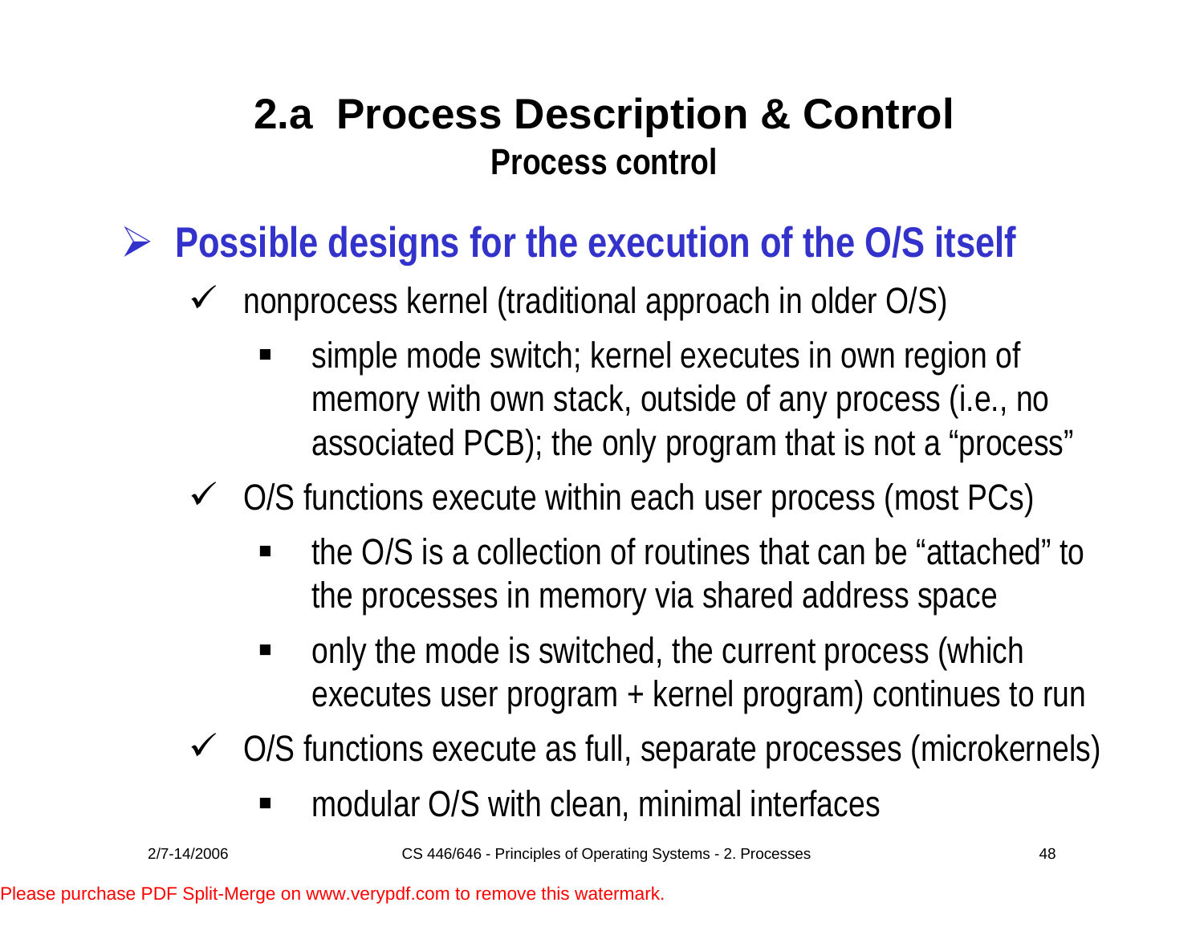# 2.a Process Description & Control

## Process control

- **Possible designs for the execution of the O/S itself**
  - nonprocess kernel (traditional approach in older O/S)
    - simple mode switch; kernel executes in own region of memory with own stack, outside of any process (i.e., no associated PCB); the only program that is not a "process"
  - O/S functions execute within each user process (most PCs)
    - the O/S is a collection of routines that can be "attached" to the processes in memory via shared address space
    - only the mode is switched, the current process (which executes user program + kernel program) continues to run
  - O/S functions execute as full, separate processes (microkernels)
    - modular O/S with clean, minimal interfaces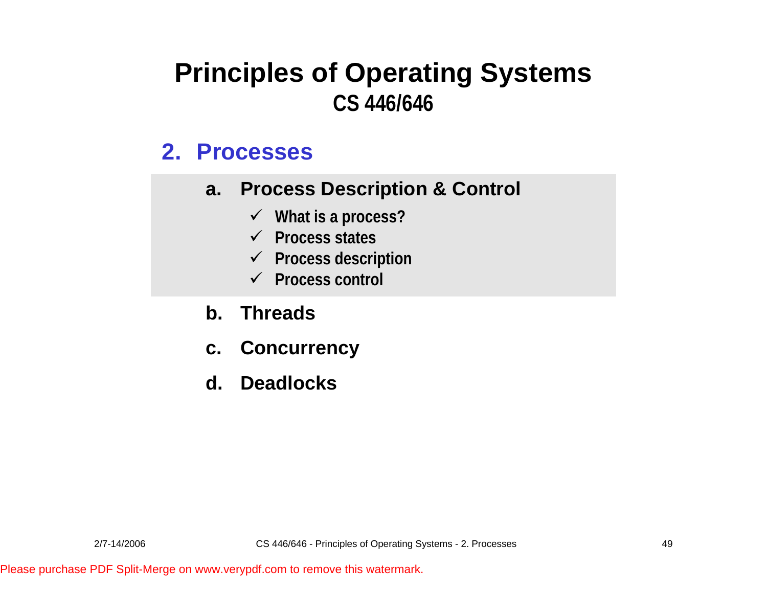# Principles of Operating Systems

## CS 446/646

## 2. Processes

a. **Process Description & Control**
   - ✓ What is a process?
   - ✓ Process states
   - ✓ Process description
   - ✓ Process control

b. **Threads**

c. **Concurrency**

d. **Deadlocks**

Please purchase PDF Split-Merge on www.verypdf.com to remove this watermark.